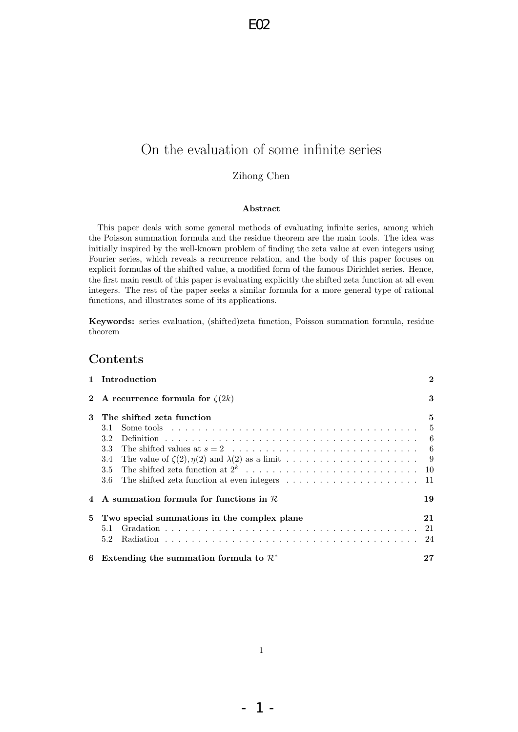# On the evaluation of some infinite series

Zihong Chen

**Abstract**

This paper deals with some general methods of evaluating infinite series, among which the Poisson summation formula and the residue theorem are the main tools. The idea was initially inspired by the well-known problem of finding the zeta value at even integers using Fourier series, which reveals a recurrence relation, and the body of this paper focuses on explicit formulas of the shifted value, a modified form of the famous Dirichlet series. Hence, the first main result of this paper is evaluating explicitly the shifted zeta function at all even integers. The rest of the paper seeks a similar formula for a more general type of rational functions, and illustrates some of its applications.

**Keywords:** series evaluation, (shifted)zeta function, Poisson summation formula, residue theorem

## Contents

- **1 Introduction** — **2**
- **2 A recurrence formula for $\zeta(2k)$** — **3**
- **3 The shifted zeta function** — **5**
  - 3.1 Some tools — 5
  - 3.2 Definition — 6
  - 3.3 The shifted values at $s = 2$ — 6
  - 3.4 The value of $\zeta(2), \eta(2)$ and $\lambda(2)$ as a limit — 9
  - 3.5 The shifted zeta function at $2^k$ — 10
  - 3.6 The shifted zeta function at even integers — 11
- **4 A summation formula for functions in $\mathcal{R}$** — **19**
- **5 Two special summations in the complex plane** — **21**
  - 5.1 Gradation — 21
  - 5.2 Radiation — 24
- **6 Extending the summation formula to $\mathcal{R}^*$** — **27**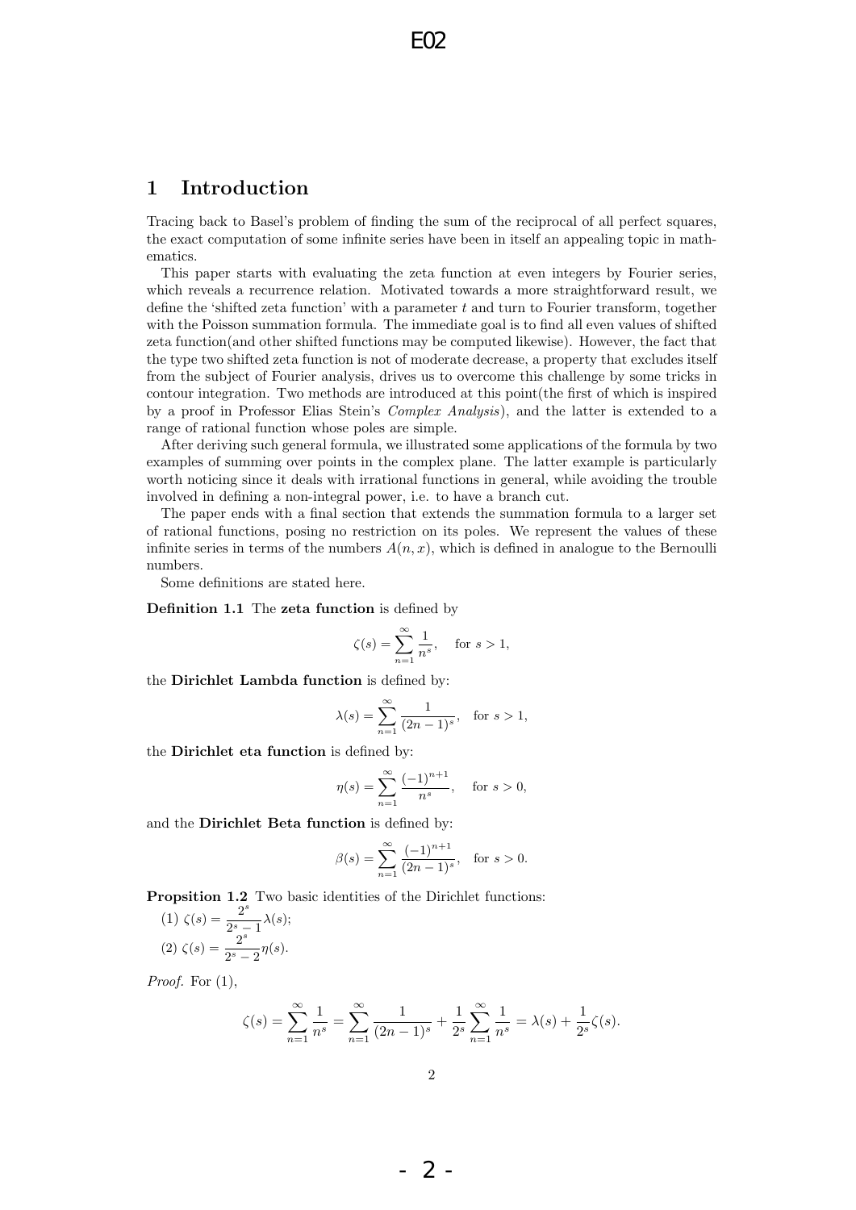# 1 Introduction

Tracing back to Basel's problem of finding the sum of the reciprocal of all perfect squares, the exact computation of some infinite series have been in itself an appealing topic in mathematics.

This paper starts with evaluating the zeta function at even integers by Fourier series, which reveals a recurrence relation. Motivated towards a more straightforward result, we define the 'shifted zeta function' with a parameter $t$ and turn to Fourier transform, together with the Poisson summation formula. The immediate goal is to find all even values of shifted zeta function(and other shifted functions may be computed likewise). However, the fact that the type two shifted zeta function is not of moderate decrease, a property that excludes itself from the subject of Fourier analysis, drives us to overcome this challenge by some tricks in contour integration. Two methods are introduced at this point(the first of which is inspired by a proof in Professor Elias Stein's *Complex Analysis*), and the latter is extended to a range of rational function whose poles are simple.

After deriving such general formula, we illustrated some applications of the formula by two examples of summing over points in the complex plane. The latter example is particularly worth noticing since it deals with irrational functions in general, while avoiding the trouble involved in defining a non-integral power, i.e. to have a branch cut.

The paper ends with a final section that extends the summation formula to a larger set of rational functions, posing no restriction on its poles. We represent the values of these infinite series in terms of the numbers $A(n, x)$, which is defined in analogue to the Bernoulli numbers.

Some definitions are stated here.

**Definition 1.1** The **zeta function** is defined by

$$\zeta(s) = \sum_{n=1}^{\infty} \frac{1}{n^s}, \quad \text{for } s > 1,$$

the **Dirichlet Lambda function** is defined by:

$$\lambda(s) = \sum_{n=1}^{\infty} \frac{1}{(2n-1)^s}, \quad \text{for } s > 1,$$

the **Dirichlet eta function** is defined by:

$$\eta(s) = \sum_{n=1}^{\infty} \frac{(-1)^{n+1}}{n^s}, \quad \text{for } s > 0,$$

and the **Dirichlet Beta function** is defined by:

$$\beta(s) = \sum_{n=1}^{\infty} \frac{(-1)^{n+1}}{(2n-1)^s}, \quad \text{for } s > 0.$$

**Propsition 1.2** Two basic identities of the Dirichlet functions:

(1) $\zeta(s) = \dfrac{2^s}{2^s - 1}\lambda(s)$;

(2) $\zeta(s) = \dfrac{2^s}{2^s - 2}\eta(s)$.

*Proof.* For (1),

$$\zeta(s) = \sum_{n=1}^{\infty} \frac{1}{n^s} = \sum_{n=1}^{\infty} \frac{1}{(2n-1)^s} + \frac{1}{2^s}\sum_{n=1}^{\infty} \frac{1}{n^s} = \lambda(s) + \frac{1}{2^s}\zeta(s).$$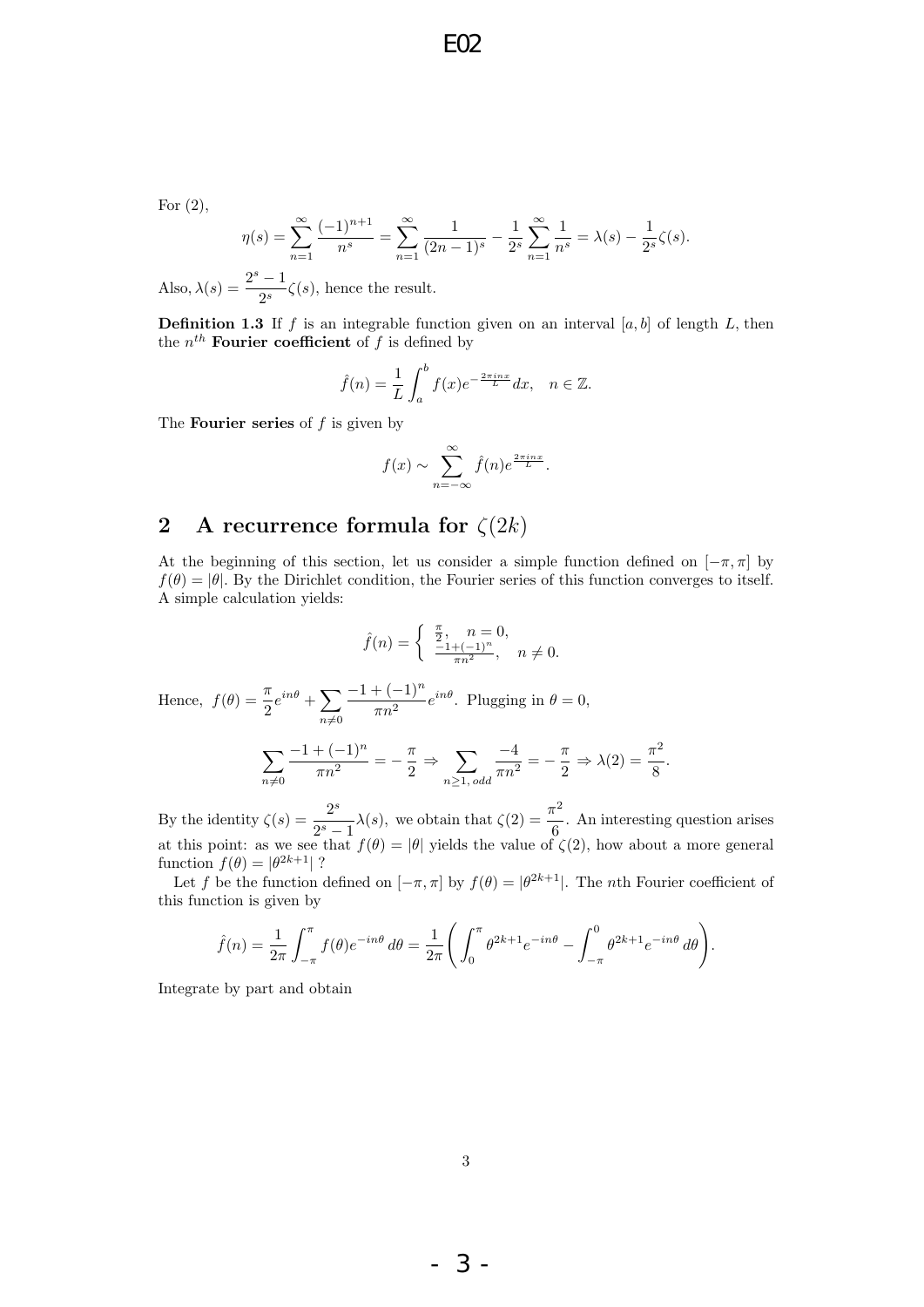For (2),

$$\eta(s) = \sum_{n=1}^{\infty} \frac{(-1)^{n+1}}{n^s} = \sum_{n=1}^{\infty} \frac{1}{(2n-1)^s} - \frac{1}{2^s} \sum_{n=1}^{\infty} \frac{1}{n^s} = \lambda(s) - \frac{1}{2^s}\zeta(s).$$

Also, $\lambda(s) = \dfrac{2^s - 1}{2^s}\zeta(s)$, hence the result.

**Definition 1.3** If $f$ is an integrable function given on an interval $[a, b]$ of length $L$, then the $n^{th}$ **Fourier coefficient** of $f$ is defined by

$$\hat{f}(n) = \frac{1}{L} \int_a^b f(x) e^{-\frac{2\pi i n x}{L}} dx, \quad n \in \mathbb{Z}.$$

The **Fourier series** of $f$ is given by

$$f(x) \sim \sum_{n=-\infty}^{\infty} \hat{f}(n) e^{\frac{2\pi i n x}{L}}.$$

## 2 A recurrence formula for $\zeta(2k)$

At the beginning of this section, let us consider a simple function defined on $[-\pi, \pi]$ by $f(\theta) = |\theta|$. By the Dirichlet condition, the Fourier series of this function converges to itself. A simple calculation yields:

$$\hat{f}(n) = \begin{cases} \frac{\pi}{2}, & n = 0, \\ \frac{-1+(-1)^n}{\pi n^2}, & n \neq 0. \end{cases}$$

Hence, $f(\theta) = \dfrac{\pi}{2} e^{in\theta} + \displaystyle\sum_{n \neq 0} \frac{-1+(-1)^n}{\pi n^2} e^{in\theta}$. Plugging in $\theta = 0$,

$$\sum_{n \neq 0} \frac{-1+(-1)^n}{\pi n^2} = -\frac{\pi}{2} \Rightarrow \sum_{n \geq 1,\, odd} \frac{-4}{\pi n^2} = -\frac{\pi}{2} \Rightarrow \lambda(2) = \frac{\pi^2}{8}.$$

By the identity $\zeta(s) = \dfrac{2^s}{2^s - 1}\lambda(s)$, we obtain that $\zeta(2) = \dfrac{\pi^2}{6}$. An interesting question arises at this point: as we see that $f(\theta) = |\theta|$ yields the value of $\zeta(2)$, how about a more general function $f(\theta) = |\theta^{2k+1}|$ ?

Let $f$ be the function defined on $[-\pi, \pi]$ by $f(\theta) = |\theta^{2k+1}|$. The $n$th Fourier coefficient of this function is given by

$$\hat{f}(n) = \frac{1}{2\pi} \int_{-\pi}^{\pi} f(\theta) e^{-in\theta}\, d\theta = \frac{1}{2\pi} \left( \int_0^{\pi} \theta^{2k+1} e^{-in\theta} - \int_{-\pi}^{0} \theta^{2k+1} e^{-in\theta}\, d\theta \right).$$

Integrate by part and obtain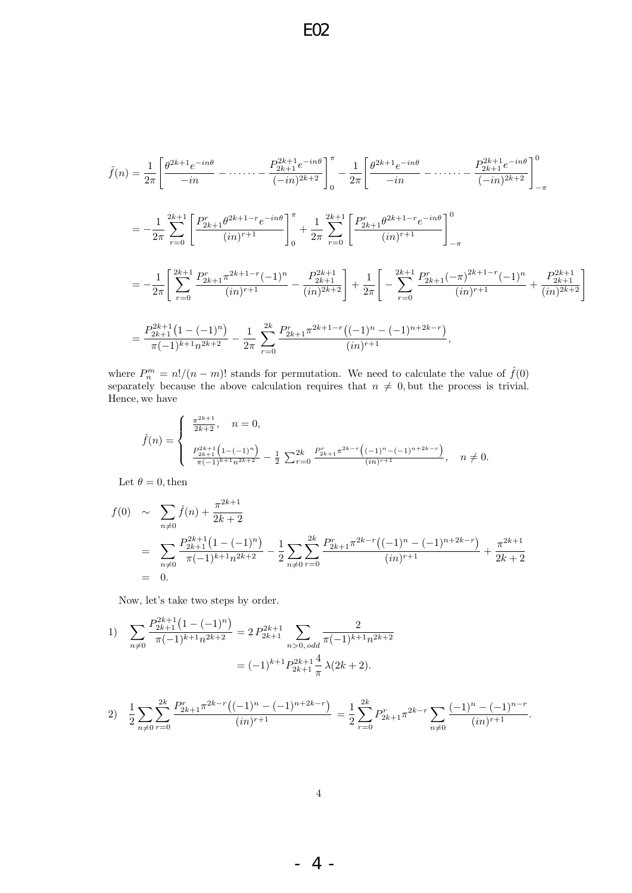$$\hat{f}(n) = \frac{1}{2\pi}\left[\frac{\theta^{2k+1}e^{-in\theta}}{-in} - \cdots\cdots - \frac{P_{2k+1}^{2k+1}e^{-in\theta}}{(-in)^{2k+2}}\right]_0^{\pi} - \frac{1}{2\pi}\left[\frac{\theta^{2k+1}e^{-in\theta}}{-in} - \cdots\cdots - \frac{P_{2k+1}^{2k+1}e^{-in\theta}}{(-in)^{2k+2}}\right]_{-\pi}^{0}$$

$$= -\frac{1}{2\pi}\sum_{r=0}^{2k+1}\left[\frac{P_{2k+1}^{r}\theta^{2k+1-r}e^{-in\theta}}{(in)^{r+1}}\right]_0^{\pi} + \frac{1}{2\pi}\sum_{r=0}^{2k+1}\left[\frac{P_{2k+1}^{r}\theta^{2k+1-r}e^{-in\theta}}{(in)^{r+1}}\right]_{-\pi}^{0}$$

$$= -\frac{1}{2\pi}\left[\sum_{r=0}^{2k+1}\frac{P_{2k+1}^{r}\pi^{2k+1-r}(-1)^n}{(in)^{r+1}} - \frac{P_{2k+1}^{2k+1}}{(in)^{2k+2}}\right] + \frac{1}{2\pi}\left[-\sum_{r=0}^{2k+1}\frac{P_{2k+1}^{r}(-\pi)^{2k+1-r}(-1)^n}{(in)^{r+1}} + \frac{P_{2k+1}^{2k+1}}{(in)^{2k+2}}\right]$$

$$= \frac{P_{2k+1}^{2k+1}\big(1-(-1)^n\big)}{\pi(-1)^{k+1}n^{2k+2}} - \frac{1}{2\pi}\sum_{r=0}^{2k}\frac{P_{2k+1}^{r}\pi^{2k+1-r}\big((-1)^n-(-1)^{n+2k-r}\big)}{(in)^{r+1}},$$

where $P_n^m = n!/(n-m)!$ stands for permutation. We need to calculate the value of $\hat{f}(0)$ separately because the above calculation requires that $n \neq 0$, but the process is trivial. Hence, we have

$$\hat{f}(n) = \begin{cases} \frac{\pi^{2k+1}}{2k+2}, & n = 0, \\ \frac{P_{2k+1}^{2k+1}\left(1-(-1)^n\right)}{\pi(-1)^{k+1}n^{2k+2}} - \frac{1}{2}\sum_{r=0}^{2k}\frac{P_{2k+1}^{r}\pi^{2k-r}\left((-1)^n-(-1)^{n+2k-r}\right)}{(in)^{r+1}}, & n \neq 0. \end{cases}$$

Let $\theta = 0$, then

$$\begin{aligned} f(0) &\sim \sum_{n\neq 0}\hat{f}(n) + \frac{\pi^{2k+1}}{2k+2} \\ &= \sum_{n\neq 0}\frac{P_{2k+1}^{2k+1}\big(1-(-1)^n\big)}{\pi(-1)^{k+1}n^{2k+2}} - \frac{1}{2}\sum_{n\neq 0}\sum_{r=0}^{2k}\frac{P_{2k+1}^{r}\pi^{2k-r}\big((-1)^n-(-1)^{n+2k-r}\big)}{(in)^{r+1}} + \frac{\pi^{2k+1}}{2k+2} \\ &= 0. \end{aligned}$$

Now, let's take two steps by order.

$$1)\quad \sum_{n\neq 0}\frac{P_{2k+1}^{2k+1}\big(1-(-1)^n\big)}{\pi(-1)^{k+1}n^{2k+2}} = 2\,P_{2k+1}^{2k+1}\sum_{n>0,\,odd}\frac{2}{\pi(-1)^{k+1}n^{2k+2}}$$
$$= (-1)^{k+1}P_{2k+1}^{2k+1}\frac{4}{\pi}\,\lambda(2k+2).$$

$$2)\quad \frac{1}{2}\sum_{n\neq 0}\sum_{r=0}^{2k}\frac{P_{2k+1}^{r}\pi^{2k-r}\big((-1)^n-(-1)^{n+2k-r}\big)}{(in)^{r+1}} = \frac{1}{2}\sum_{r=0}^{2k}P_{2k+1}^{r}\pi^{2k-r}\sum_{n\neq 0}\frac{(-1)^n-(-1)^{n-r}}{(in)^{r+1}}.$$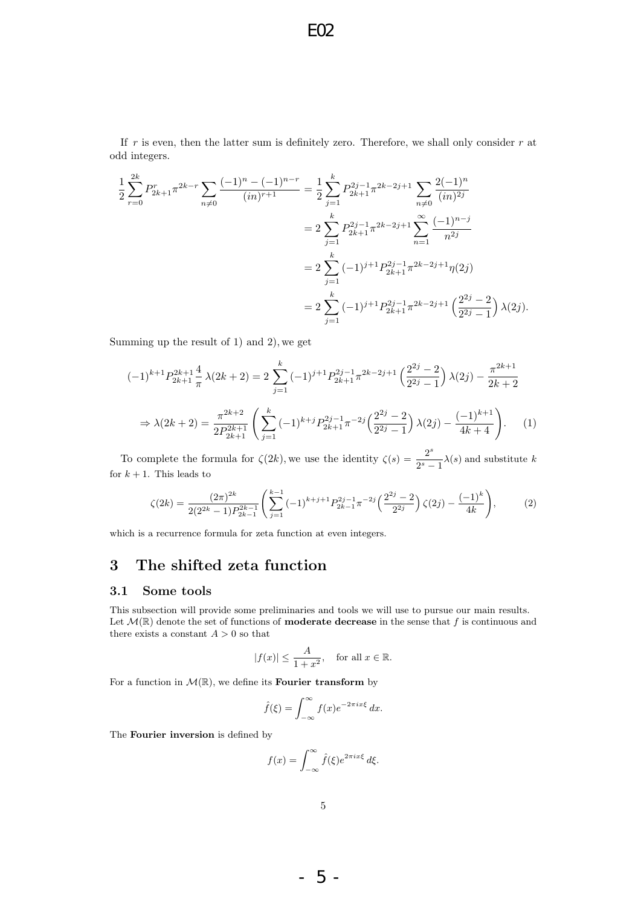If $r$ is even, then the latter sum is definitely zero. Therefore, we shall only consider $r$ at odd integers.

$$
\begin{aligned}
\frac{1}{2}\sum_{r=0}^{2k} P_{2k+1}^{r}\pi^{2k-r}\sum_{n\neq 0}\frac{(-1)^n-(-1)^{n-r}}{(in)^{r+1}} &= \frac{1}{2}\sum_{j=1}^{k} P_{2k+1}^{2j-1}\pi^{2k-2j+1}\sum_{n\neq 0}\frac{2(-1)^n}{(in)^{2j}} \\
&= 2\sum_{j=1}^{k} P_{2k+1}^{2j-1}\pi^{2k-2j+1}\sum_{n=1}^{\infty}\frac{(-1)^{n-j}}{n^{2j}} \\
&= 2\sum_{j=1}^{k} (-1)^{j+1} P_{2k+1}^{2j-1}\pi^{2k-2j+1}\eta(2j) \\
&= 2\sum_{j=1}^{k} (-1)^{j+1} P_{2k+1}^{2j-1}\pi^{2k-2j+1}\left(\frac{2^{2j}-2}{2^{2j}-1}\right)\lambda(2j).
\end{aligned}
$$

Summing up the result of 1) and 2), we get

$$
(-1)^{k+1}P_{2k+1}^{2k+1}\frac{4}{\pi}\,\lambda(2k+2) = 2\sum_{j=1}^{k}(-1)^{j+1}P_{2k+1}^{2j-1}\pi^{2k-2j+1}\left(\frac{2^{2j}-2}{2^{2j}-1}\right)\lambda(2j) - \frac{\pi^{2k+1}}{2k+2}
$$

$$
\Rightarrow \lambda(2k+2) = \frac{\pi^{2k+2}}{2P_{2k+1}^{2k+1}}\left(\sum_{j=1}^{k}(-1)^{k+j}P_{2k+1}^{2j-1}\pi^{-2j}\Big(\frac{2^{2j}-2}{2^{2j}-1}\Big)\lambda(2j) - \frac{(-1)^{k+1}}{4k+4}\right). \qquad (1)
$$

To complete the formula for $\zeta(2k)$, we use the identity $\zeta(s) = \dfrac{2^s}{2^s-1}\lambda(s)$ and substitute $k$ for $k+1$. This leads to

$$
\zeta(2k) = \frac{(2\pi)^{2k}}{2(2^{2k}-1)P_{2k-1}^{2k-1}}\left(\sum_{j=1}^{k-1}(-1)^{k+j+1}P_{2k-1}^{2j-1}\pi^{-2j}\Big(\frac{2^{2j}-2}{2^{2j}}\Big)\zeta(2j) - \frac{(-1)^k}{4k}\right), \qquad (2)
$$

which is a recurrence formula for zeta function at even integers.

## 3 The shifted zeta function

### 3.1 Some tools

This subsection will provide some preliminaries and tools we will use to pursue our main results. Let $\mathcal{M}(\mathbb{R})$ denote the set of functions of **moderate decrease** in the sense that $f$ is continuous and there exists a constant $A > 0$ so that

$$
|f(x)| \le \frac{A}{1+x^2}, \quad \text{for all } x \in \mathbb{R}.
$$

For a function in $\mathcal{M}(\mathbb{R})$, we define its **Fourier transform** by

$$
\hat{f}(\xi) = \int_{-\infty}^{\infty} f(x)e^{-2\pi i x\xi}\,dx.
$$

The **Fourier inversion** is defined by

$$
f(x) = \int_{-\infty}^{\infty} \hat{f}(\xi)e^{2\pi i x\xi}\,d\xi.
$$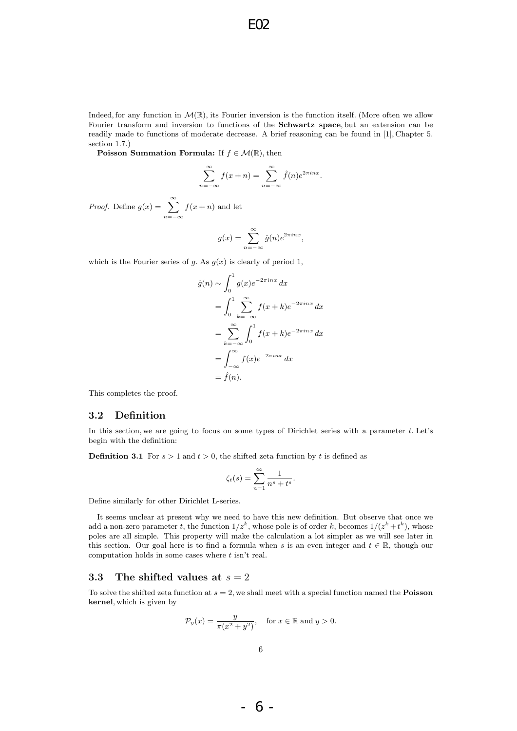Indeed, for any function in $\mathcal{M}(\mathbb{R})$, its Fourier inversion is the function itself. (More often we allow Fourier transform and inversion to functions of the **Schwartz space**, but an extension can be readily made to functions of moderate decrease. A brief reasoning can be found in [1], Chapter 5. section 1.7.)

**Poisson Summation Formula:** If $f \in \mathcal{M}(\mathbb{R})$, then

$$\sum_{n=-\infty}^{\infty} f(x+n) = \sum_{n=-\infty}^{\infty} \hat{f}(n) e^{2\pi i n x}.$$

*Proof.* Define $g(x) = \displaystyle\sum_{n=-\infty}^{\infty} f(x+n)$ and let

$$g(x) = \sum_{n=-\infty}^{\infty} \hat{g}(n) e^{2\pi i n x},$$

which is the Fourier series of $g$. As $g(x)$ is clearly of period 1,

$$\begin{aligned}
\hat{g}(n) &\sim \int_0^1 g(x) e^{-2\pi i n x}\, dx \\
&= \int_0^1 \sum_{k=-\infty}^{\infty} f(x+k) e^{-2\pi i n x}\, dx \\
&= \sum_{k=-\infty}^{\infty} \int_0^1 f(x+k) e^{-2\pi i n x}\, dx \\
&= \int_{-\infty}^{\infty} f(x) e^{-2\pi i n x}\, dx \\
&= \hat{f}(n).
\end{aligned}$$

This completes the proof.

### 3.2 Definition

In this section, we are going to focus on some types of Dirichlet series with a parameter $t$. Let's begin with the definition:

**Definition 3.1** For $s > 1$ and $t > 0$, the shifted zeta function by $t$ is defined as

$$\zeta_t(s) = \sum_{n=1}^{\infty} \frac{1}{n^s + t^s}.$$

Define similarly for other Dirichlet L-series.

It seems unclear at present why we need to have this new definition. But observe that once we add a non-zero parameter $t$, the function $1/z^k$, whose pole is of order $k$, becomes $1/(z^k + t^k)$, whose poles are all simple. This property will make the calculation a lot simpler as we will see later in this section. Our goal here is to find a formula when $s$ is an even integer and $t \in \mathbb{R}$, though our computation holds in some cases where $t$ isn't real.

### 3.3 The shifted values at $s = 2$

To solve the shifted zeta function at $s = 2$, we shall meet with a special function named the **Poisson kernel**, which is given by

$$\mathcal{P}_y(x) = \frac{y}{\pi(x^2 + y^2)}, \quad \text{for } x \in \mathbb{R} \text{ and } y > 0.$$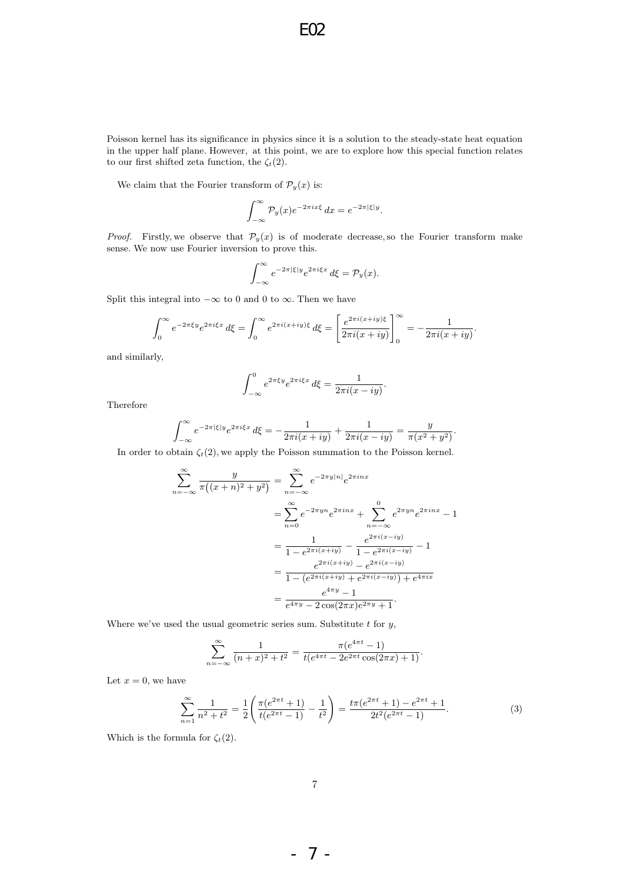Poisson kernel has its significance in physics since it is a solution to the steady-state heat equation in the upper half plane. However, at this point, we are to explore how this special function relates to our first shifted zeta function, the $\zeta_t(2)$.

We claim that the Fourier transform of $\mathcal{P}_y(x)$ is:

$$\int_{-\infty}^{\infty} \mathcal{P}_y(x) e^{-2\pi i x\xi}\, dx = e^{-2\pi|\xi|y}.$$

*Proof.* Firstly, we observe that $\mathcal{P}_y(x)$ is of moderate decrease, so the Fourier transform make sense. We now use Fourier inversion to prove this.

$$\int_{-\infty}^{\infty} e^{-2\pi|\xi|y} e^{2\pi i\xi x}\, d\xi = \mathcal{P}_y(x).$$

Split this integral into $-\infty$ to 0 and 0 to $\infty$. Then we have

$$\int_0^{\infty} e^{-2\pi\xi y} e^{2\pi i\xi x}\, d\xi = \int_0^{\infty} e^{2\pi i(x+iy)\xi}\, d\xi = \left[\frac{e^{2\pi i(x+iy)\xi}}{2\pi i(x+iy)}\right]_0^{\infty} = -\frac{1}{2\pi i(x+iy)}.$$

and similarly,

$$\int_{-\infty}^{0} e^{2\pi\xi y} e^{2\pi i\xi x}\, d\xi = \frac{1}{2\pi i(x-iy)}.$$

Therefore

$$\int_{-\infty}^{\infty} e^{-2\pi|\xi|y} e^{2\pi i\xi x}\, d\xi = -\frac{1}{2\pi i(x+iy)} + \frac{1}{2\pi i(x-iy)} = \frac{y}{\pi(x^2+y^2)}.$$

In order to obtain $\zeta_t(2)$, we apply the Poisson summation to the Poisson kernel.

$$\begin{aligned}
\sum_{n=-\infty}^{\infty} \frac{y}{\pi\big((x+n)^2+y^2\big)} &= \sum_{n=-\infty}^{\infty} e^{-2\pi y|n|} e^{2\pi i n x} \\
&= \sum_{n=0}^{\infty} e^{-2\pi y n} e^{2\pi i n x} + \sum_{n=-\infty}^{0} e^{2\pi y n} e^{2\pi i n x} - 1 \\
&= \frac{1}{1-e^{2\pi i(x+iy)}} - \frac{e^{2\pi i(x-iy)}}{1-e^{2\pi i(x-iy)}} - 1 \\
&= \frac{e^{2\pi i(x+iy)} - e^{2\pi i(x-iy)}}{1-\left(e^{2\pi i(x+iy)}+e^{2\pi i(x-iy)}\right)+e^{4\pi i x}} \\
&= \frac{e^{4\pi y}-1}{e^{4\pi y}-2\cos(2\pi x)e^{2\pi y}+1}.
\end{aligned}$$

Where we've used the usual geometric series sum. Substitute $t$ for $y$,

$$\sum_{n=-\infty}^{\infty} \frac{1}{(n+x)^2+t^2} = \frac{\pi(e^{4\pi t}-1)}{t(e^{4\pi t}-2e^{2\pi t}\cos(2\pi x)+1)}.$$

Let $x=0$, we have

$$\sum_{n=1}^{\infty} \frac{1}{n^2+t^2} = \frac{1}{2}\left(\frac{\pi(e^{2\pi t}+1)}{t(e^{2\pi t}-1)} - \frac{1}{t^2}\right) = \frac{t\pi(e^{2\pi t}+1)-e^{2\pi t}+1}{2t^2(e^{2\pi t}-1)}. \tag{3}$$

Which is the formula for $\zeta_t(2)$.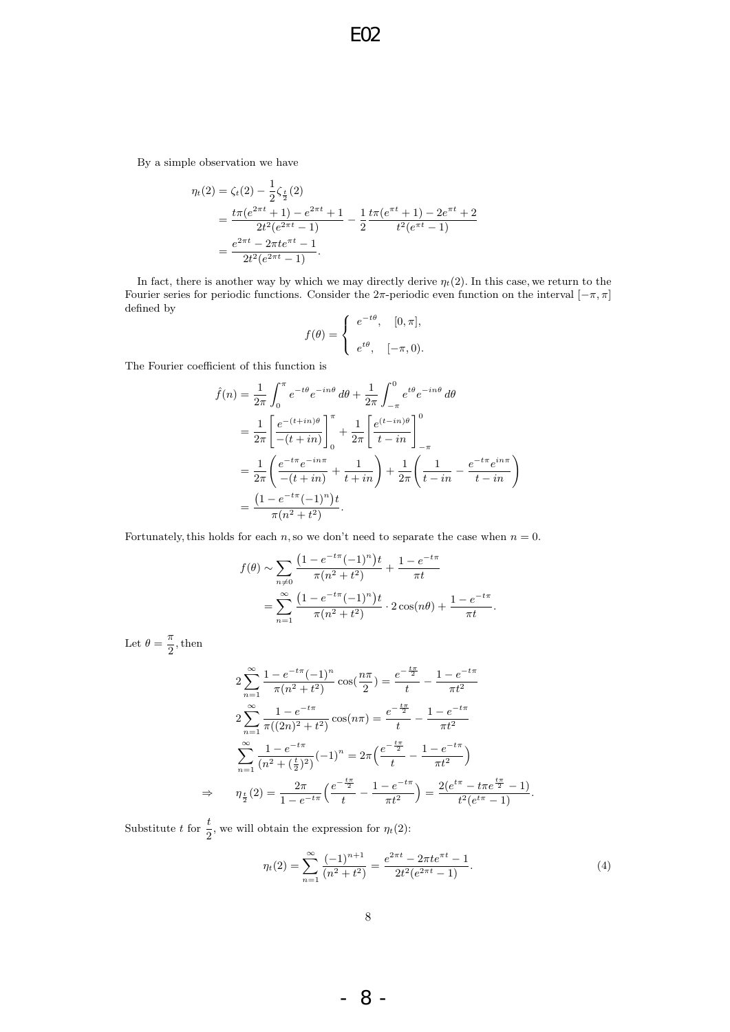By a simple observation we have

$$
\begin{aligned}
\eta_t(2) &= \zeta_t(2) - \frac{1}{2}\zeta_{\frac{t}{2}}(2) \\
&= \frac{t\pi(e^{2\pi t}+1) - e^{2\pi t} + 1}{2t^2(e^{2\pi t}-1)} - \frac{1}{2}\frac{t\pi(e^{\pi t}+1) - 2e^{\pi t} + 2}{t^2(e^{\pi t}-1)} \\
&= \frac{e^{2\pi t} - 2\pi t e^{\pi t} - 1}{2t^2(e^{2\pi t}-1)}.
\end{aligned}
$$

In fact, there is another way by which we may directly derive $\eta_t(2)$. In this case, we return to the Fourier series for periodic functions. Consider the $2\pi$-periodic even function on the interval $[-\pi, \pi]$ defined by

$$
f(\theta) = \begin{cases} e^{-t\theta}, & [0, \pi], \\ \\ e^{t\theta}, & [-\pi, 0). \end{cases}
$$

The Fourier coefficient of this function is

$$
\begin{aligned}
\hat{f}(n) &= \frac{1}{2\pi}\int_0^\pi e^{-t\theta}e^{-in\theta}\,d\theta + \frac{1}{2\pi}\int_{-\pi}^0 e^{t\theta}e^{-in\theta}\,d\theta \\
&= \frac{1}{2\pi}\left[\frac{e^{-(t+in)\theta}}{-(t+in)}\right]_0^\pi + \frac{1}{2\pi}\left[\frac{e^{(t-in)\theta}}{t-in}\right]_{-\pi}^0 \\
&= \frac{1}{2\pi}\left(\frac{e^{-t\pi}e^{-in\pi}}{-(t+in)} + \frac{1}{t+in}\right) + \frac{1}{2\pi}\left(\frac{1}{t-in} - \frac{e^{-t\pi}e^{in\pi}}{t-in}\right) \\
&= \frac{\big(1 - e^{-t\pi}(-1)^n\big)t}{\pi(n^2+t^2)}.
\end{aligned}
$$

Fortunately, this holds for each $n$, so we don't need to separate the case when $n = 0$.

$$
\begin{aligned}
f(\theta) &\sim \sum_{n\neq 0} \frac{\big(1 - e^{-t\pi}(-1)^n\big)t}{\pi(n^2+t^2)} + \frac{1 - e^{-t\pi}}{\pi t} \\
&= \sum_{n=1}^{\infty} \frac{\big(1 - e^{-t\pi}(-1)^n\big)t}{\pi(n^2+t^2)} \cdot 2\cos(n\theta) + \frac{1 - e^{-t\pi}}{\pi t}.
\end{aligned}
$$

Let $\theta = \dfrac{\pi}{2}$, then

$$
\begin{aligned}
& 2\sum_{n=1}^{\infty} \frac{1 - e^{-t\pi}(-1)^n}{\pi(n^2+t^2)}\cos\left(\frac{n\pi}{2}\right) = \frac{e^{-\frac{t\pi}{2}}}{t} - \frac{1 - e^{-t\pi}}{\pi t^2} \\
& 2\sum_{n=1}^{\infty} \frac{1 - e^{-t\pi}}{\pi((2n)^2+t^2)}\cos(n\pi) = \frac{e^{-\frac{t\pi}{2}}}{t} - \frac{1 - e^{-t\pi}}{\pi t^2} \\
& \sum_{n=1}^{\infty} \frac{1 - e^{-t\pi}}{(n^2+(\frac{t}{2})^2)}(-1)^n = 2\pi\Big(\frac{e^{-\frac{t\pi}{2}}}{t} - \frac{1 - e^{-t\pi}}{\pi t^2}\Big) \\
\Rightarrow \quad & \eta_{\frac{t}{2}}(2) = \frac{2\pi}{1 - e^{-t\pi}}\Big(\frac{e^{-\frac{t\pi}{2}}}{t} - \frac{1 - e^{-t\pi}}{\pi t^2}\Big) = \frac{2(e^{t\pi} - t\pi e^{\frac{t\pi}{2}} - 1)}{t^2(e^{t\pi}-1)}.
\end{aligned}
$$

Substitute $t$ for $\dfrac{t}{2}$, we will obtain the expression for $\eta_t(2)$:

$$
\eta_t(2) = \sum_{n=1}^{\infty} \frac{(-1)^{n+1}}{(n^2+t^2)} = \frac{e^{2\pi t} - 2\pi t e^{\pi t} - 1}{2t^2(e^{2\pi t}-1)}. \tag{4}
$$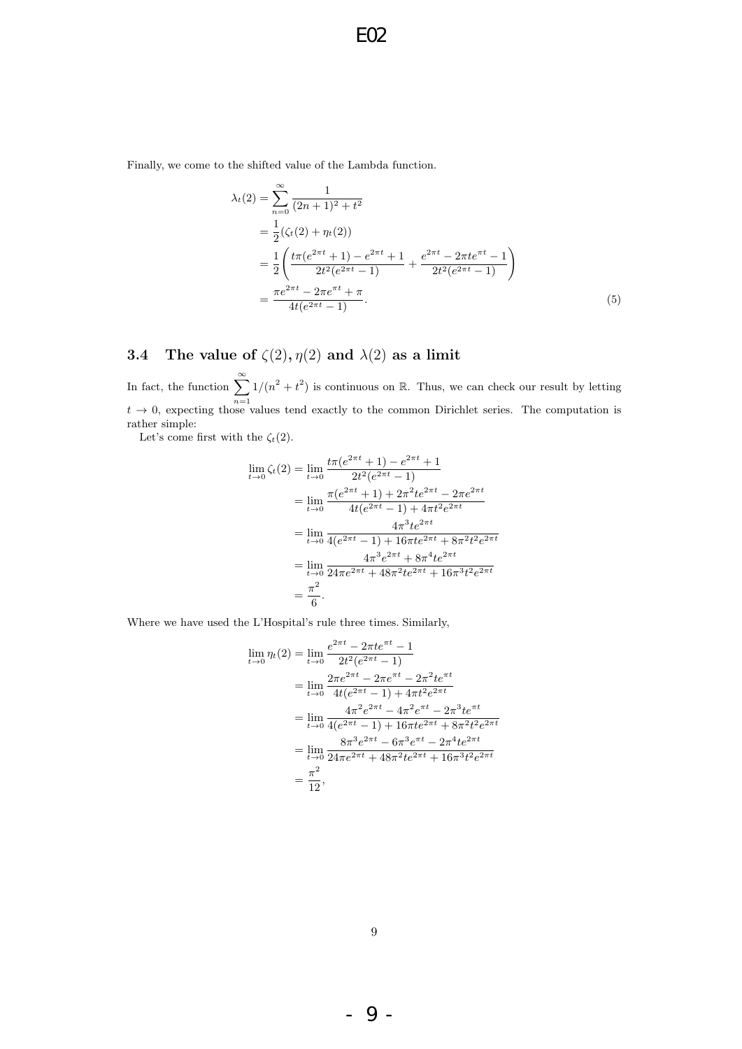Finally, we come to the shifted value of the Lambda function.

$$
\begin{aligned}
\lambda_t(2) &= \sum_{n=0}^{\infty} \frac{1}{(2n+1)^2 + t^2} \\
&= \frac{1}{2}(\zeta_t(2) + \eta_t(2)) \\
&= \frac{1}{2}\left( \frac{t\pi(e^{2\pi t}+1) - e^{2\pi t} + 1}{2t^2(e^{2\pi t}-1)} + \frac{e^{2\pi t} - 2\pi t e^{\pi t} - 1}{2t^2(e^{2\pi t}-1)} \right) \\
&= \frac{\pi e^{2\pi t} - 2\pi e^{\pi t} + \pi}{4t(e^{2\pi t}-1)}.
\end{aligned} \tag{5}
$$

### 3.4 The value of $\zeta(2), \eta(2)$ and $\lambda(2)$ as a limit

In fact, the function $\sum_{n=1}^{\infty} 1/(n^2+t^2)$ is continuous on $\mathbb{R}$. Thus, we can check our result by letting $t \to 0$, expecting those values tend exactly to the common Dirichlet series. The computation is rather simple:

Let's come first with the $\zeta_t(2)$.

$$
\begin{aligned}
\lim_{t\to 0} \zeta_t(2) &= \lim_{t\to 0} \frac{t\pi(e^{2\pi t}+1) - e^{2\pi t} + 1}{2t^2(e^{2\pi t}-1)} \\
&= \lim_{t\to 0} \frac{\pi(e^{2\pi t}+1) + 2\pi^2 t e^{2\pi t} - 2\pi e^{2\pi t}}{4t(e^{2\pi t}-1) + 4\pi t^2 e^{2\pi t}} \\
&= \lim_{t\to 0} \frac{4\pi^3 t e^{2\pi t}}{4(e^{2\pi t}-1) + 16\pi t e^{2\pi t} + 8\pi^2 t^2 e^{2\pi t}} \\
&= \lim_{t\to 0} \frac{4\pi^3 e^{2\pi t} + 8\pi^4 t e^{2\pi t}}{24\pi e^{2\pi t} + 48\pi^2 t e^{2\pi t} + 16\pi^3 t^2 e^{2\pi t}} \\
&= \frac{\pi^2}{6}.
\end{aligned}
$$

Where we have used the L'Hospital's rule three times. Similarly,

$$
\begin{aligned}
\lim_{t\to 0} \eta_t(2) &= \lim_{t\to 0} \frac{e^{2\pi t} - 2\pi t e^{\pi t} - 1}{2t^2(e^{2\pi t}-1)} \\
&= \lim_{t\to 0} \frac{2\pi e^{2\pi t} - 2\pi e^{\pi t} - 2\pi^2 t e^{\pi t}}{4t(e^{2\pi t}-1) + 4\pi t^2 e^{2\pi t}} \\
&= \lim_{t\to 0} \frac{4\pi^2 e^{2\pi t} - 4\pi^2 e^{\pi t} - 2\pi^3 t e^{\pi t}}{4(e^{2\pi t}-1) + 16\pi t e^{2\pi t} + 8\pi^2 t^2 e^{2\pi t}} \\
&= \lim_{t\to 0} \frac{8\pi^3 e^{2\pi t} - 6\pi^3 e^{\pi t} - 2\pi^4 t e^{2\pi t}}{24\pi e^{2\pi t} + 48\pi^2 t e^{2\pi t} + 16\pi^3 t^2 e^{2\pi t}} \\
&= \frac{\pi^2}{12},
\end{aligned}
$$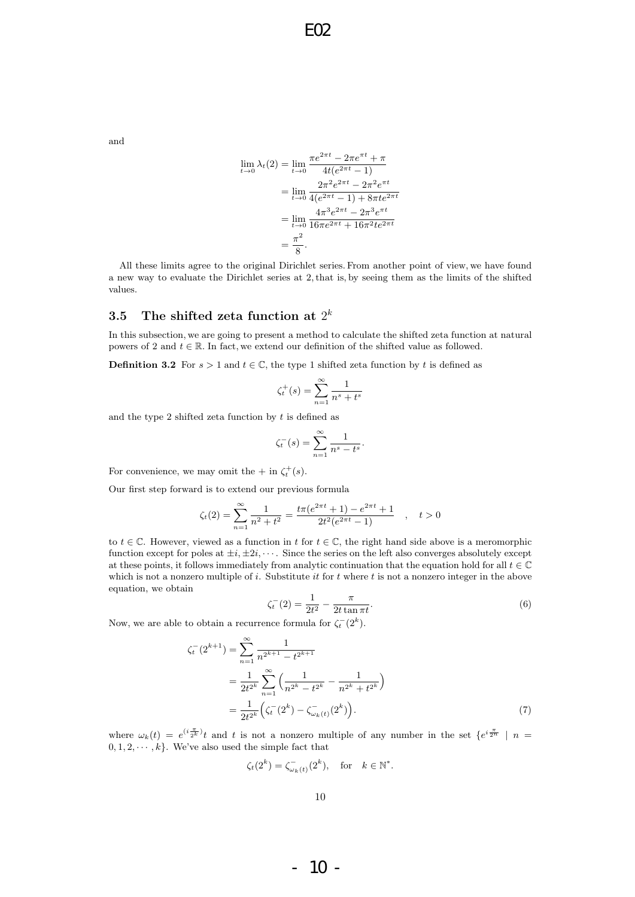and

$$\begin{aligned}
\lim_{t\to 0}\lambda_t(2) &= \lim_{t\to 0}\frac{\pi e^{2\pi t}-2\pi e^{\pi t}+\pi}{4t(e^{2\pi t}-1)}\\
&= \lim_{t\to 0}\frac{2\pi^2 e^{2\pi t}-2\pi^2 e^{\pi t}}{4(e^{2\pi t}-1)+8\pi t e^{2\pi t}}\\
&= \lim_{t\to 0}\frac{4\pi^3 e^{2\pi t}-2\pi^3 e^{\pi t}}{16\pi e^{2\pi t}+16\pi^2 t e^{2\pi t}}\\
&= \frac{\pi^2}{8}.
\end{aligned}$$

All these limits agree to the original Dirichlet series. From another point of view, we have found a new way to evaluate the Dirichlet series at 2, that is, by seeing them as the limits of the shifted values.

### 3.5 The shifted zeta function at $2^k$

In this subsection, we are going to present a method to calculate the shifted zeta function at natural powers of 2 and $t \in \mathbb{R}$. In fact, we extend our definition of the shifted value as followed.

**Definition 3.2** For $s > 1$ and $t \in \mathbb{C}$, the type 1 shifted zeta function by $t$ is defined as

$$\zeta_t^+(s) = \sum_{n=1}^{\infty}\frac{1}{n^s+t^s}$$

and the type 2 shifted zeta function by $t$ is defined as

$$\zeta_t^-(s) = \sum_{n=1}^{\infty}\frac{1}{n^s-t^s}.$$

For convenience, we may omit the $+$ in $\zeta_t^+(s)$.

Our first step forward is to extend our previous formula

$$\zeta_t(2) = \sum_{n=1}^{\infty}\frac{1}{n^2+t^2} = \frac{t\pi(e^{2\pi t}+1)-e^{2\pi t}+1}{2t^2(e^{2\pi t}-1)} \quad , \quad t>0$$

to $t \in \mathbb{C}$. However, viewed as a function in $t$ for $t \in \mathbb{C}$, the right hand side above is a meromorphic function except for poles at $\pm i, \pm 2i, \cdots$. Since the series on the left also converges absolutely except at these points, it follows immediately from analytic continuation that the equation hold for all $t \in \mathbb{C}$ which is not a nonzero multiple of $i$. Substitute $it$ for $t$ where $t$ is not a nonzero integer in the above equation, we obtain

$$\zeta_t^-(2) = \frac{1}{2t^2} - \frac{\pi}{2t\tan \pi t}. \tag{6}$$

Now, we are able to obtain a recurrence formula for $\zeta_t^-(2^k)$.

$$\begin{aligned}
\zeta_t^-(2^{k+1}) &= \sum_{n=1}^{\infty}\frac{1}{n^{2^{k+1}}-t^{2^{k+1}}}\\
&= \frac{1}{2t^{2^k}}\sum_{n=1}^{\infty}\Big(\frac{1}{n^{2^k}-t^{2^k}}-\frac{1}{n^{2^k}+t^{2^k}}\Big)\\
&= \frac{1}{2t^{2^k}}\Big(\zeta_t^-(2^k)-\zeta_{\omega_k(t)}^-(2^k)\Big).
\end{aligned} \tag{7}$$

where $\omega_k(t) = e^{(i\frac{\pi}{2^k})}t$ and $t$ is not a nonzero multiple of any number in the set $\{e^{i\frac{\pi}{2^n}} \mid n = 0, 1, 2, \cdots, k\}$. We've also used the simple fact that

$$\zeta_t(2^k) = \zeta_{\omega_k(t)}^-(2^k), \quad \text{for} \quad k \in \mathbb{N}^*.$$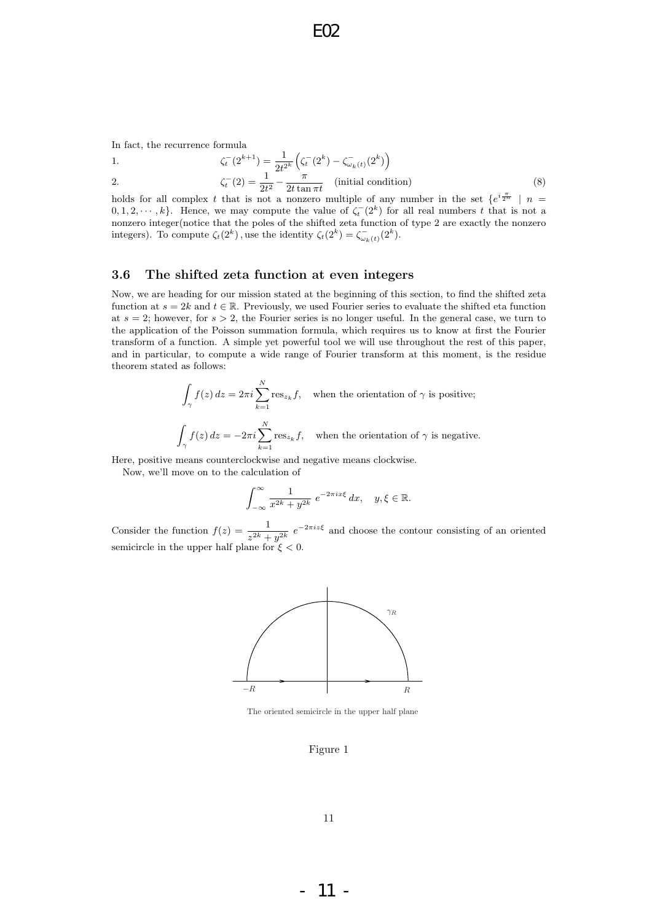In fact, the recurrence formula

$$
\begin{aligned}
&1. \qquad \zeta_t^-(2^{k+1}) = \frac{1}{2t^{2^k}}\left(\zeta_t^-(2^k) - \zeta_{\omega_k(t)}^-(2^k)\right) \\
&2. \qquad \zeta_t^-(2) = \frac{1}{2t^2} - \frac{\pi}{2t\tan \pi t} \quad \text{(initial condition)}
\end{aligned} \tag{8}
$$

holds for all complex $t$ that is not a nonzero multiple of any number in the set $\{e^{i\frac{\pi}{2^n}} \mid n = 0, 1, 2, \cdots, k\}$. Hence, we may compute the value of $\zeta_t^-(2^k)$ for all real numbers $t$ that is not a nonzero integer(notice that the poles of the shifted zeta function of type 2 are exactly the nonzero integers). To compute $\zeta_t(2^k)$ , use the identity $\zeta_t(2^k) = \zeta_{\omega_k(t)}^-(2^k)$.

### 3.6 The shifted zeta function at even integers

Now, we are heading for our mission stated at the beginning of this section, to find the shifted zeta function at $s = 2k$ and $t \in \mathbb{R}$. Previously, we used Fourier series to evaluate the shifted eta function at $s = 2$; however, for $s > 2$, the Fourier series is no longer useful. In the general case, we turn to the application of the Poisson summation formula, which requires us to know at first the Fourier transform of a function. A simple yet powerful tool we will use throughout the rest of this paper, and in particular, to compute a wide range of Fourier transform at this moment, is the residue theorem stated as follows:

$$\int_\gamma f(z)\,dz = 2\pi i \sum_{k=1}^{N} \operatorname{res}_{z_k} f, \quad \text{when the orientation of } \gamma \text{ is positive;}$$

$$\int_\gamma f(z)\,dz = -2\pi i \sum_{k=1}^{N} \operatorname{res}_{z_k} f, \quad \text{when the orientation of } \gamma \text{ is negative.}$$

Here, positive means counterclockwise and negative means clockwise.

Now, we'll move on to the calculation of

$$\int_{-\infty}^{\infty} \frac{1}{x^{2k} + y^{2k}}\, e^{-2\pi i x\xi}\,dx, \quad y, \xi \in \mathbb{R}.$$

Consider the function $f(z) = \dfrac{1}{z^{2k} + y^{2k}}\, e^{-2\pi i z\xi}$ and choose the contour consisting of an oriented semicircle in the upper half plane for $\xi < 0$.

The oriented semicircle in the upper half plane

Figure 1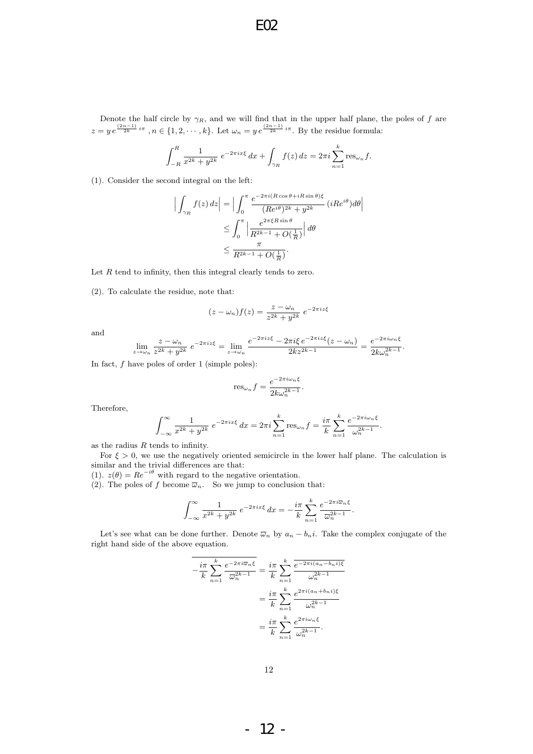Denote the half circle by $\gamma_R$, and we will find that in the upper half plane, the poles of $f$ are $z = y\, e^{\frac{(2n-1)}{2k}\, i\pi}$ , $n \in \{1, 2, \cdots, k\}$. Let $\omega_n = y\, e^{\frac{(2n-1)}{2k}\, i\pi}$. By the residue formula:

$$\int_{-R}^{R} \frac{1}{x^{2k} + y^{2k}}\; e^{-2\pi i x\xi}\, dx + \int_{\gamma_R} f(z)\, dz = 2\pi i \sum_{n=1}^{k} \mathrm{res}_{\omega_n} f.$$

(1). Consider the second integral on the left:

$$\begin{aligned}
\Big|\int_{\gamma_R} f(z)\, dz\Big| &= \Big|\int_0^{\pi} \frac{e^{-2\pi i(R\cos\theta + iR\sin\theta)\xi}}{(Re^{i\theta})^{2k} + y^{2k}}\, (iRe^{i\theta}) d\theta\Big| \\
&\le \int_0^{\pi} \Big|\frac{e^{2\pi\xi R\sin\theta}}{R^{2k-1} + O(\frac{1}{R})}\Big|\, d\theta \\
&\le \frac{\pi}{R^{2k-1} + O(\frac{1}{R})}.
\end{aligned}$$

Let $R$ tend to infinity, then this integral clearly tends to zero.

(2). To calculate the residue, note that:

$$(z - \omega_n) f(z) = \frac{z - \omega_n}{z^{2k} + y^{2k}}\; e^{-2\pi i z\xi}$$

and

$$\lim_{z\to\omega_n} \frac{z - \omega_n}{z^{2k} + y^{2k}}\; e^{-2\pi i z\xi} = \lim_{z\to\omega_n} \frac{e^{-2\pi i z\xi} - 2\pi i\xi\, e^{-2\pi i z\xi}(z - \omega_n)}{2kz^{2k-1}} = \frac{e^{-2\pi i\omega_n\xi}}{2k\omega_n^{2k-1}}.$$

In fact, $f$ have poles of order 1 (simple poles):

$$\mathrm{res}_{\omega_n} f = \frac{e^{-2\pi i\omega_n\xi}}{2k\omega_n^{2k-1}}.$$

Therefore,

$$\int_{-\infty}^{\infty} \frac{1}{x^{2k} + y^{2k}}\; e^{-2\pi i x\xi}\, dx = 2\pi i \sum_{n=1}^{k} \mathrm{res}_{\omega_n} f = \frac{i\pi}{k} \sum_{n=1}^{k} \frac{e^{-2\pi i\omega_n\xi}}{\omega_n^{2k-1}}.$$

as the radius $R$ tends to infinity.

For $\xi > 0$, we use the negatively oriented semicircle in the lower half plane. The calculation is similar and the trivial differences are that:

(1). $z(\theta) = Re^{-i\theta}$ with regard to the negative orientation.

(2). The poles of $f$ become $\overline{\omega}_n$. So we jump to conclusion that:

$$\int_{-\infty}^{\infty} \frac{1}{x^{2k} + y^{2k}}\; e^{-2\pi i x\xi}\, dx = -\frac{i\pi}{k} \sum_{n=1}^{k} \frac{e^{-2\pi i\overline{\omega}_n\xi}}{\overline{\omega}_n^{2k-1}}.$$

Let's see what can be done further. Denote $\overline{\omega}_n$ by $a_n - b_n i$. Take the complex conjugate of the right hand side of the above equation.

$$\begin{aligned}
\overline{-\frac{i\pi}{k} \sum_{n=1}^{k} \frac{e^{-2\pi i\overline{\omega}_n\xi}}{\overline{\omega}_n^{2k-1}}} &= \frac{i\pi}{k} \sum_{n=1}^{k} \frac{\overline{e^{-2\pi i(a_n - b_n i)\xi}}}{\omega_n^{2k-1}} \\
&= \frac{i\pi}{k} \sum_{n=1}^{k} \frac{e^{2\pi i(a_n + b_n i)\xi}}{\omega_n^{2k-1}} \\
&= \frac{i\pi}{k} \sum_{n=1}^{k} \frac{e^{2\pi i\omega_n\xi}}{\omega_n^{2k-1}}.
\end{aligned}$$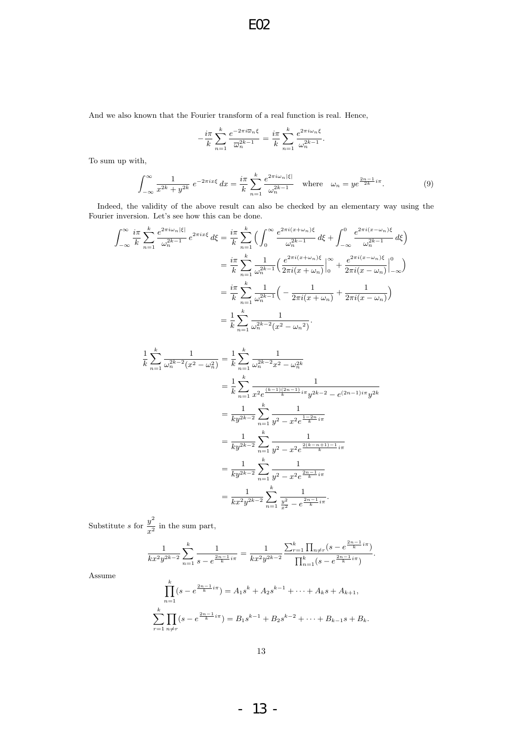And we also known that the Fourier transform of a real function is real. Hence,

$$-\frac{i\pi}{k}\sum_{n=1}^{k}\frac{e^{-2\pi i\overline{\omega}_n\xi}}{\overline{\omega}_n^{2k-1}}=\frac{i\pi}{k}\sum_{n=1}^{k}\frac{e^{2\pi i\omega_n\xi}}{\omega_n^{2k-1}}.$$

To sum up with,

$$\int_{-\infty}^{\infty}\frac{1}{x^{2k}+y^{2k}}\,e^{-2\pi ix\xi}\,dx=\frac{i\pi}{k}\sum_{n=1}^{k}\frac{e^{2\pi i\omega_n|\xi|}}{\omega_n^{2k-1}}\quad\text{where}\quad\omega_n=ye^{\frac{2n-1}{2k}i\pi}.\tag{9}$$

Indeed, the validity of the above result can also be checked by an elementary way using the Fourier inversion. Let's see how this can be done.

$$\begin{aligned}
\int_{-\infty}^{\infty}\frac{i\pi}{k}\sum_{n=1}^{k}\frac{e^{2\pi i\omega_n|\xi|}}{\omega_n^{2k-1}}\,e^{2\pi ix\xi}\,d\xi&=\frac{i\pi}{k}\sum_{n=1}^{k}\Big(\int_{0}^{\infty}\frac{e^{2\pi i(x+\omega_n)\xi}}{\omega_n^{2k-1}}\,d\xi+\int_{-\infty}^{0}\frac{e^{2\pi i(x-\omega_n)\xi}}{\omega_n^{2k-1}}\,d\xi\Big)\\
&=\frac{i\pi}{k}\sum_{n=1}^{k}\frac{1}{\omega_n^{2k-1}}\Big(\frac{e^{2\pi i(x+\omega_n)\xi}}{2\pi i(x+\omega_n)}\Big|_{0}^{\infty}+\frac{e^{2\pi i(x-\omega_n)\xi}}{2\pi i(x-\omega_n)}\Big|_{-\infty}^{0}\Big)\\
&=\frac{i\pi}{k}\sum_{n=1}^{k}\frac{1}{\omega_n^{2k-1}}\Big(-\frac{1}{2\pi i(x+\omega_n)}+\frac{1}{2\pi i(x-\omega_n)}\Big)\\
&=\frac{1}{k}\sum_{n=1}^{k}\frac{1}{\omega_n^{2k-2}(x^2-{\omega_n}^2)}.
\end{aligned}$$

$$\begin{aligned}
\frac{1}{k}\sum_{n=1}^{k}\frac{1}{\omega_n^{2k-2}(x^2-\omega_n^2)}&=\frac{1}{k}\sum_{n=1}^{k}\frac{1}{\omega_n^{2k-2}x^2-\omega_n^{2k}}\\
&=\frac{1}{k}\sum_{n=1}^{k}\frac{1}{x^2e^{\frac{(k-1)(2n-1)}{k}i\pi}y^{2k-2}-e^{(2n-1)i\pi}y^{2k}}\\
&=\frac{1}{ky^{2k-2}}\sum_{n=1}^{k}\frac{1}{y^2-x^2e^{\frac{1-2n}{k}i\pi}}\\
&=\frac{1}{ky^{2k-2}}\sum_{n=1}^{k}\frac{1}{y^2-x^2e^{\frac{2(k-n+1)-1}{k}i\pi}}\\
&=\frac{1}{ky^{2k-2}}\sum_{n=1}^{k}\frac{1}{y^2-x^2e^{\frac{2n-1}{k}i\pi}}\\
&=\frac{1}{kx^2y^{2k-2}}\sum_{n=1}^{k}\frac{1}{\frac{y^2}{x^2}-e^{\frac{2n-1}{k}i\pi}}.
\end{aligned}$$

Substitute $s$ for $\dfrac{y^2}{x^2}$ in the sum part,

$$\frac{1}{kx^2y^{2k-2}}\sum_{n=1}^{k}\frac{1}{s-e^{\frac{2n-1}{k}i\pi}}=\frac{1}{kx^2y^{2k-2}}\frac{\sum_{r=1}^{k}\prod_{n\neq r}(s-e^{\frac{2n-1}{k}i\pi})}{\prod_{n=1}^{k}(s-e^{\frac{2n-1}{k}i\pi})}.$$

Assume

$$\prod_{n=1}^{k}(s-e^{\frac{2n-1}{k}i\pi})=A_1s^k+A_2s^{k-1}+\cdots+A_ks+A_{k+1},$$

$$\sum_{r=1}^{k}\prod_{n\neq r}(s-e^{\frac{2n-1}{k}i\pi})=B_1s^{k-1}+B_2s^{k-2}+\cdots+B_{k-1}s+B_k.$$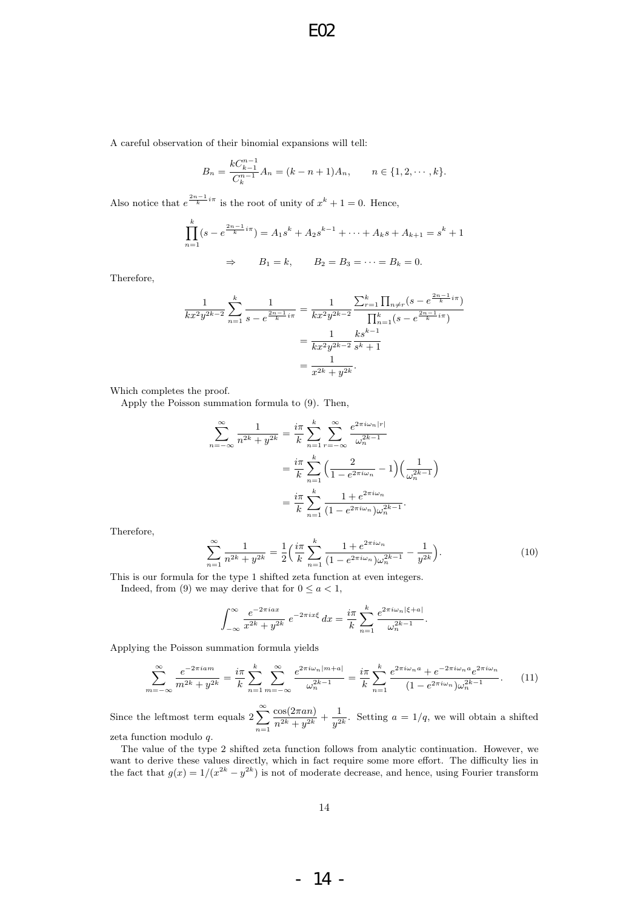A careful observation of their binomial expansions will tell:

$$B_n = \frac{kC_{k-1}^{n-1}}{C_k^{n-1}} A_n = (k-n+1)A_n, \qquad n \in \{1, 2, \cdots, k\}.$$

Also notice that $e^{\frac{2n-1}{k}i\pi}$ is the root of unity of $x^k + 1 = 0$. Hence,

$$\prod_{n=1}^{k}(s - e^{\frac{2n-1}{k}i\pi}) = A_1 s^k + A_2 s^{k-1} + \cdots + A_k s + A_{k+1} = s^k + 1$$

$$\Rightarrow \qquad B_1 = k, \qquad B_2 = B_3 = \cdots = B_k = 0.$$

Therefore,

$$\begin{aligned}
\frac{1}{kx^2y^{2k-2}} \sum_{n=1}^{k} \frac{1}{s - e^{\frac{2n-1}{k}i\pi}} &= \frac{1}{kx^2y^{2k-2}} \frac{\sum_{r=1}^{k}\prod_{n\neq r}(s - e^{\frac{2n-1}{k}i\pi})}{\prod_{n=1}^{k}(s - e^{\frac{2n-1}{k}i\pi})} \\
&= \frac{1}{kx^2y^{2k-2}} \frac{ks^{k-1}}{s^k+1} \\
&= \frac{1}{x^{2k}+y^{2k}}.
\end{aligned}$$

Which completes the proof.

Apply the Poisson summation formula to (9). Then,

$$\begin{aligned}
\sum_{n=-\infty}^{\infty} \frac{1}{n^{2k}+y^{2k}} &= \frac{i\pi}{k} \sum_{n=1}^{k} \sum_{r=-\infty}^{\infty} \frac{e^{2\pi i \omega_n |r|}}{\omega_n^{2k-1}} \\
&= \frac{i\pi}{k} \sum_{n=1}^{k} \Big( \frac{2}{1 - e^{2\pi i \omega_n}} - 1 \Big) \Big( \frac{1}{\omega_n^{2k-1}} \Big) \\
&= \frac{i\pi}{k} \sum_{n=1}^{k} \frac{1 + e^{2\pi i \omega_n}}{(1 - e^{2\pi i \omega_n})\omega_n^{2k-1}}.
\end{aligned}$$

Therefore,

$$\sum_{n=1}^{\infty} \frac{1}{n^{2k}+y^{2k}} = \frac{1}{2}\Big( \frac{i\pi}{k} \sum_{n=1}^{k} \frac{1 + e^{2\pi i \omega_n}}{(1 - e^{2\pi i \omega_n})\omega_n^{2k-1}} - \frac{1}{y^{2k}} \Big). \tag{10}$$

This is our formula for the type 1 shifted zeta function at even integers.

Indeed, from (9) we may derive that for $0 \le a < 1$,

$$\int_{-\infty}^{\infty} \frac{e^{-2\pi i a x}}{x^{2k}+y^{2k}} \, e^{-2\pi i x \xi} \, dx = \frac{i\pi}{k} \sum_{n=1}^{k} \frac{e^{2\pi i \omega_n |\xi + a|}}{\omega_n^{2k-1}}.$$

Applying the Poisson summation formula yields

$$\sum_{m=-\infty}^{\infty} \frac{e^{-2\pi i a m}}{m^{2k}+y^{2k}} = \frac{i\pi}{k} \sum_{n=1}^{k} \sum_{m=-\infty}^{\infty} \frac{e^{2\pi i \omega_n |m+a|}}{\omega_n^{2k-1}} = \frac{i\pi}{k} \sum_{n=1}^{k} \frac{e^{2\pi i \omega_n a} + e^{-2\pi i \omega_n a} e^{2\pi i \omega_n}}{(1 - e^{2\pi i \omega_n})\omega_n^{2k-1}}. \tag{11}$$

Since the leftmost term equals $2\sum_{n=1}^{\infty} \frac{\cos(2\pi a n)}{n^{2k}+y^{2k}} + \frac{1}{y^{2k}}$. Setting $a = 1/q$, we will obtain a shifted zeta function modulo $q$.

The value of the type 2 shifted zeta function follows from analytic continuation. However, we want to derive these values directly, which in fact require some more effort. The difficulty lies in the fact that $g(x) = 1/(x^{2k} - y^{2k})$ is not of moderate decrease, and hence, using Fourier transform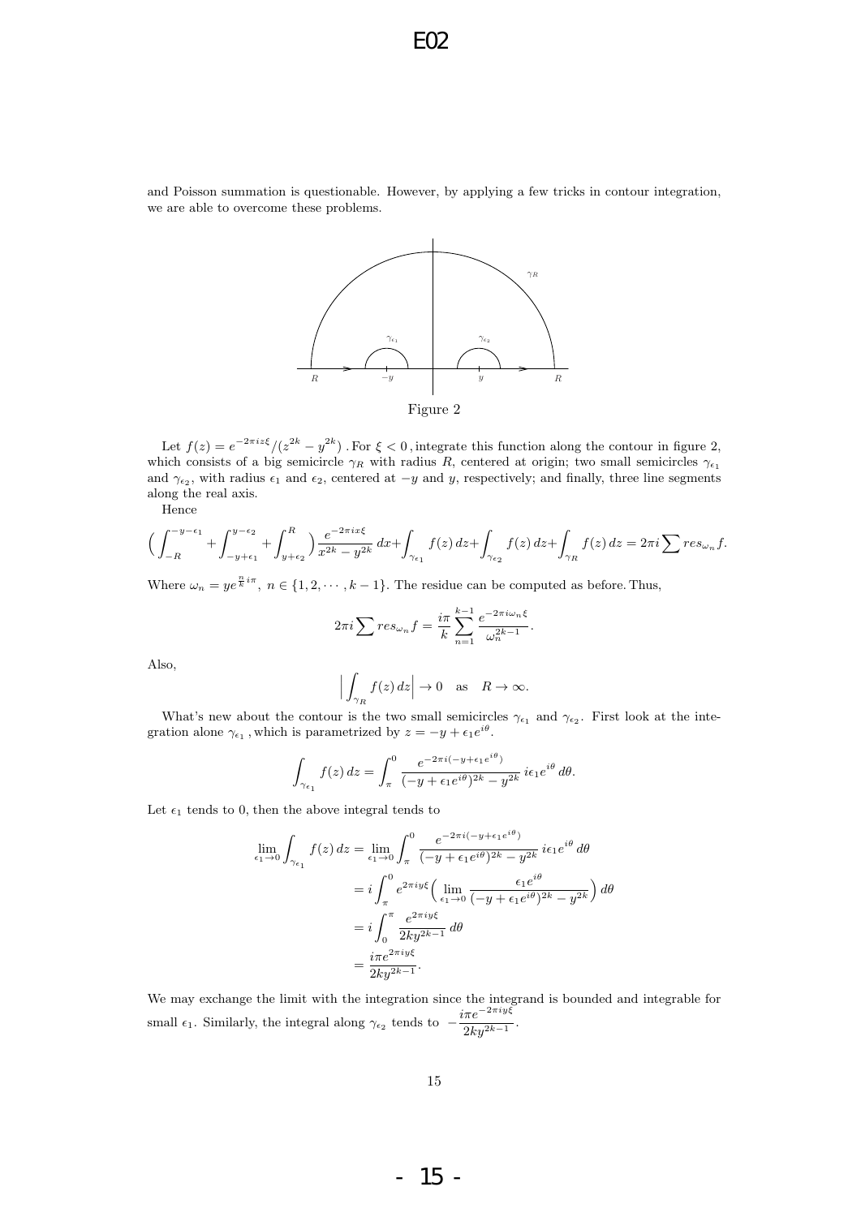and Poisson summation is questionable. However, by applying a few tricks in contour integration, we are able to overcome these problems.

Figure 2

Let $f(z) = e^{-2\pi i z\xi}/(z^{2k} - y^{2k})$ . For $\xi < 0$ , integrate this function along the contour in figure 2, which consists of a big semicircle $\gamma_R$ with radius $R$, centered at origin; two small semicircles $\gamma_{\epsilon_1}$ and $\gamma_{\epsilon_2}$, with radius $\epsilon_1$ and $\epsilon_2$, centered at $-y$ and $y$, respectively; and finally, three line segments along the real axis.

Hence

$$\Big(\int_{-R}^{-y-\epsilon_1} + \int_{-y+\epsilon_1}^{y-\epsilon_2} + \int_{y+\epsilon_2}^{R}\Big) \frac{e^{-2\pi i x\xi}}{x^{2k} - y^{2k}}\, dx + \int_{\gamma_{\epsilon_1}} f(z)\, dz + \int_{\gamma_{\epsilon_2}} f(z)\, dz + \int_{\gamma_R} f(z)\, dz = 2\pi i \sum res_{\omega_n} f.$$

Where $\omega_n = y e^{\frac{n}{k} i\pi}$, $n \in \{1, 2, \cdots, k-1\}$. The residue can be computed as before. Thus,

$$2\pi i \sum res_{\omega_n} f = \frac{i\pi}{k} \sum_{n=1}^{k-1} \frac{e^{-2\pi i \omega_n \xi}}{\omega_n^{2k-1}}.$$

Also,

$$\Big| \int_{\gamma_R} f(z)\, dz \Big| \to 0 \quad \text{as} \quad R \to \infty.$$

What's new about the contour is the two small semicircles $\gamma_{\epsilon_1}$ and $\gamma_{\epsilon_2}$. First look at the integration alone $\gamma_{\epsilon_1}$ , which is parametrized by $z = -y + \epsilon_1 e^{i\theta}$.

$$\int_{\gamma_{\epsilon_1}} f(z)\, dz = \int_{\pi}^{0} \frac{e^{-2\pi i(-y+\epsilon_1 e^{i\theta})}}{(-y + \epsilon_1 e^{i\theta})^{2k} - y^{2k}}\, i\epsilon_1 e^{i\theta}\, d\theta.$$

Let $\epsilon_1$ tends to 0, then the above integral tends to

$$\begin{aligned}
\lim_{\epsilon_1 \to 0} \int_{\gamma_{\epsilon_1}} f(z)\, dz &= \lim_{\epsilon_1 \to 0} \int_{\pi}^{0} \frac{e^{-2\pi i(-y+\epsilon_1 e^{i\theta})}}{(-y + \epsilon_1 e^{i\theta})^{2k} - y^{2k}}\, i\epsilon_1 e^{i\theta}\, d\theta \\
&= i \int_{\pi}^{0} e^{2\pi i y\xi} \Big( \lim_{\epsilon_1 \to 0} \frac{\epsilon_1 e^{i\theta}}{(-y + \epsilon_1 e^{i\theta})^{2k} - y^{2k}} \Big)\, d\theta \\
&= i \int_{0}^{\pi} \frac{e^{2\pi i y\xi}}{2k y^{2k-1}}\, d\theta \\
&= \frac{i\pi e^{2\pi i y\xi}}{2k y^{2k-1}}.
\end{aligned}$$

We may exchange the limit with the integration since the integrand is bounded and integrable for small $\epsilon_1$. Similarly, the integral along $\gamma_{\epsilon_2}$ tends to $-\dfrac{i\pi e^{-2\pi i y\xi}}{2k y^{2k-1}}$.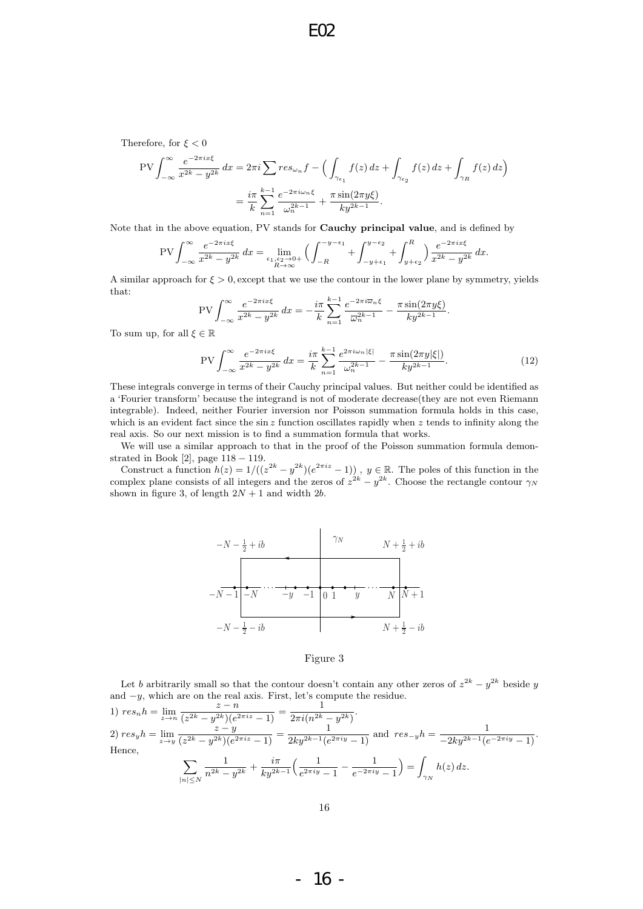Therefore, for $\xi < 0$

$$\text{PV}\int_{-\infty}^{\infty} \frac{e^{-2\pi i x\xi}}{x^{2k} - y^{2k}}\,dx = 2\pi i \sum res_{\omega_n} f - \Big(\int_{\gamma_{\epsilon_1}} f(z)\,dz + \int_{\gamma_{\epsilon_2}} f(z)\,dz + \int_{\gamma_R} f(z)\,dz\Big)$$

$$= \frac{i\pi}{k}\sum_{n=1}^{k-1} \frac{e^{-2\pi i\omega_n \xi}}{\omega_n^{2k-1}} + \frac{\pi \sin(2\pi y\xi)}{ky^{2k-1}}.$$

Note that in the above equation, PV stands for **Cauchy principal value**, and is defined by

$$\text{PV}\int_{-\infty}^{\infty} \frac{e^{-2\pi i x\xi}}{x^{2k} - y^{2k}}\,dx = \lim_{\substack{\epsilon_1,\epsilon_2\to 0+\\ R\to\infty}} \Big(\int_{-R}^{-y-\epsilon_1} + \int_{-y+\epsilon_1}^{y-\epsilon_2} + \int_{y+\epsilon_2}^{R}\Big)\frac{e^{-2\pi i x\xi}}{x^{2k} - y^{2k}}\,dx.$$

A similar approach for $\xi > 0$, except that we use the contour in the lower plane by symmetry, yields that:

$$\text{PV}\int_{-\infty}^{\infty} \frac{e^{-2\pi i x\xi}}{x^{2k} - y^{2k}}\,dx = -\frac{i\pi}{k}\sum_{n=1}^{k-1} \frac{e^{-2\pi i\overline{\omega}_n \xi}}{\overline{\omega}_n^{2k-1}} - \frac{\pi \sin(2\pi y\xi)}{ky^{2k-1}}.$$

To sum up, for all $\xi \in \mathbb{R}$

$$\text{PV}\int_{-\infty}^{\infty} \frac{e^{-2\pi i x\xi}}{x^{2k} - y^{2k}}\,dx = \frac{i\pi}{k}\sum_{n=1}^{k-1} \frac{e^{2\pi i\omega_n |\xi|}}{\omega_n^{2k-1}} - \frac{\pi \sin(2\pi y|\xi|)}{ky^{2k-1}}. \tag{12}$$

These integrals converge in terms of their Cauchy principal values. But neither could be identified as a 'Fourier transform' because the integrand is not of moderate decrease(they are not even Riemann integrable). Indeed, neither Fourier inversion nor Poisson summation formula holds in this case, which is an evident fact since the $\sin z$ function oscillates rapidly when $z$ tends to infinity along the real axis. So our next mission is to find a summation formula that works.

We will use a similar approach to that in the proof of the Poisson summation formula demonstrated in Book [2], page $118 - 119$.

Construct a function $h(z) = 1/((z^{2k} - y^{2k})(e^{2\pi i z} - 1))$ , $y \in \mathbb{R}$. The poles of this function in the complex plane consists of all integers and the zeros of $z^{2k} - y^{2k}$. Choose the rectangle contour $\gamma_N$ shown in figure 3, of length $2N + 1$ and width $2b$.

Figure 3

Let $b$ arbitrarily small so that the contour doesn't contain any other zeros of $z^{2k} - y^{2k}$ beside $y$ and $-y$, which are on the real axis. First, let's compute the residue.

1) $res_n h = \lim_{z\to n} \dfrac{z-n}{(z^{2k} - y^{2k})(e^{2\pi i z} - 1)} = \dfrac{1}{2\pi i(n^{2k} - y^{2k})}$.

2) $res_y h = \lim_{z\to y} \dfrac{z-y}{(z^{2k} - y^{2k})(e^{2\pi i z} - 1)} = \dfrac{1}{2ky^{2k-1}(e^{2\pi i y} - 1)}$ and $res_{-y} h = \dfrac{1}{-2ky^{2k-1}(e^{-2\pi i y} - 1)}$.

Hence,

$$\sum_{|n|\le N} \frac{1}{n^{2k} - y^{2k}} + \frac{i\pi}{ky^{2k-1}}\Big(\frac{1}{e^{2\pi i y} - 1} - \frac{1}{e^{-2\pi i y} - 1}\Big) = \int_{\gamma_N} h(z)\,dz.$$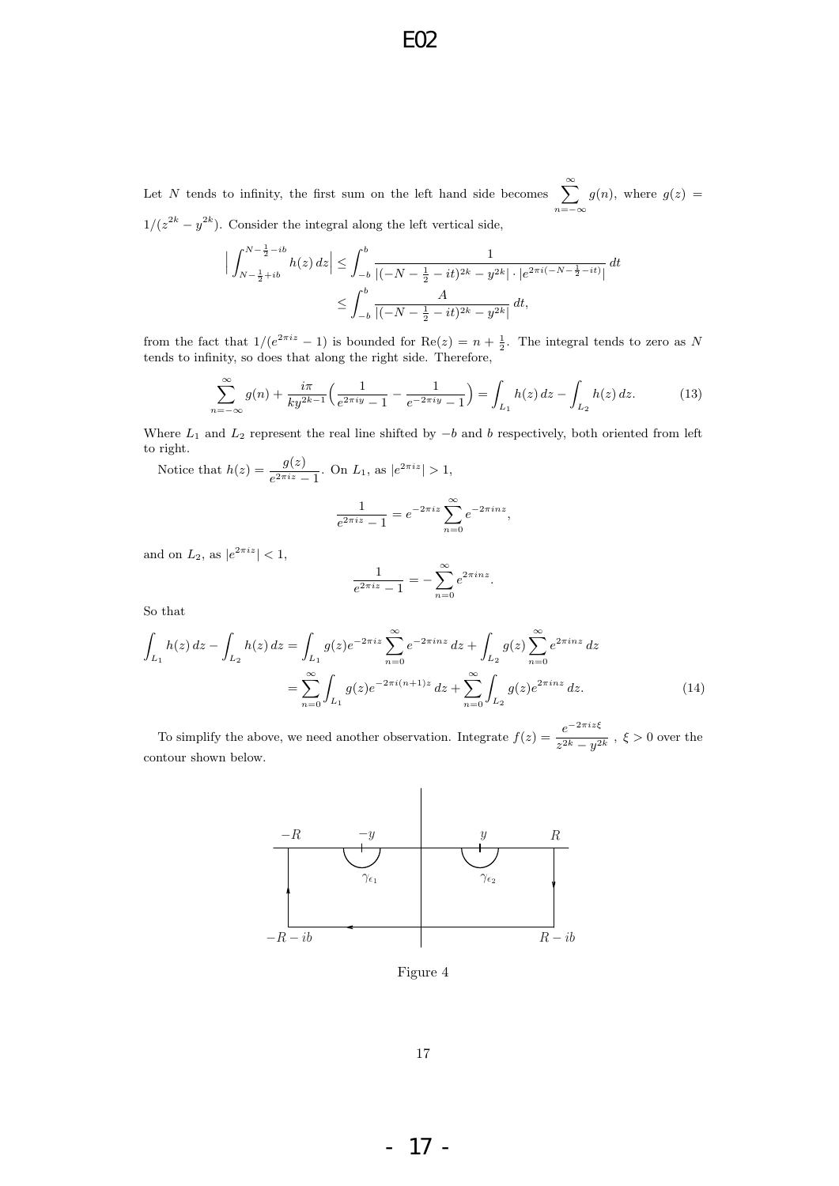Let $N$ tends to infinity, the first sum on the left hand side becomes $\sum_{n=-\infty}^{\infty} g(n)$, where $g(z) = 1/(z^{2k} - y^{2k})$. Consider the integral along the left vertical side,

$$
\begin{aligned}
\Big| \int_{N-\frac{1}{2}+ib}^{N-\frac{1}{2}-ib} h(z)\, dz \Big| &\le \int_{-b}^{b} \frac{1}{|(-N-\frac{1}{2}-it)^{2k} - y^{2k}| \cdot |e^{2\pi i(-N-\frac{1}{2}-it)}|}\, dt \\
&\le \int_{-b}^{b} \frac{A}{|(-N-\frac{1}{2}-it)^{2k} - y^{2k}|}\, dt,
\end{aligned}
$$

from the fact that $1/(e^{2\pi i z} - 1)$ is bounded for $\mathrm{Re}(z) = n + \frac{1}{2}$. The integral tends to zero as $N$ tends to infinity, so does that along the right side. Therefore,

$$
\sum_{n=-\infty}^{\infty} g(n) + \frac{i\pi}{ky^{2k-1}}\Big(\frac{1}{e^{2\pi i y} - 1} - \frac{1}{e^{-2\pi i y} - 1}\Big) = \int_{L_1} h(z)\, dz - \int_{L_2} h(z)\, dz. \tag{13}
$$

Where $L_1$ and $L_2$ represent the real line shifted by $-b$ and $b$ respectively, both oriented from left to right.

Notice that $h(z) = \dfrac{g(z)}{e^{2\pi i z} - 1}$. On $L_1$, as $|e^{2\pi i z}| > 1$,

$$
\frac{1}{e^{2\pi i z} - 1} = e^{-2\pi i z} \sum_{n=0}^{\infty} e^{-2\pi i n z},
$$

and on $L_2$, as $|e^{2\pi i z}| < 1$,

$$
\frac{1}{e^{2\pi i z} - 1} = -\sum_{n=0}^{\infty} e^{2\pi i n z}.
$$

So that

$$
\begin{aligned}
\int_{L_1} h(z)\, dz - \int_{L_2} h(z)\, dz &= \int_{L_1} g(z) e^{-2\pi i z} \sum_{n=0}^{\infty} e^{-2\pi i n z}\, dz + \int_{L_2} g(z) \sum_{n=0}^{\infty} e^{2\pi i n z}\, dz \\
&= \sum_{n=0}^{\infty} \int_{L_1} g(z) e^{-2\pi i (n+1) z}\, dz + \sum_{n=0}^{\infty} \int_{L_2} g(z) e^{2\pi i n z}\, dz.
\end{aligned} \tag{14}
$$

To simplify the above, we need another observation. Integrate $f(z) = \dfrac{e^{-2\pi i z \xi}}{z^{2k} - y^{2k}}$ , $\xi > 0$ over the contour shown below.

Figure 4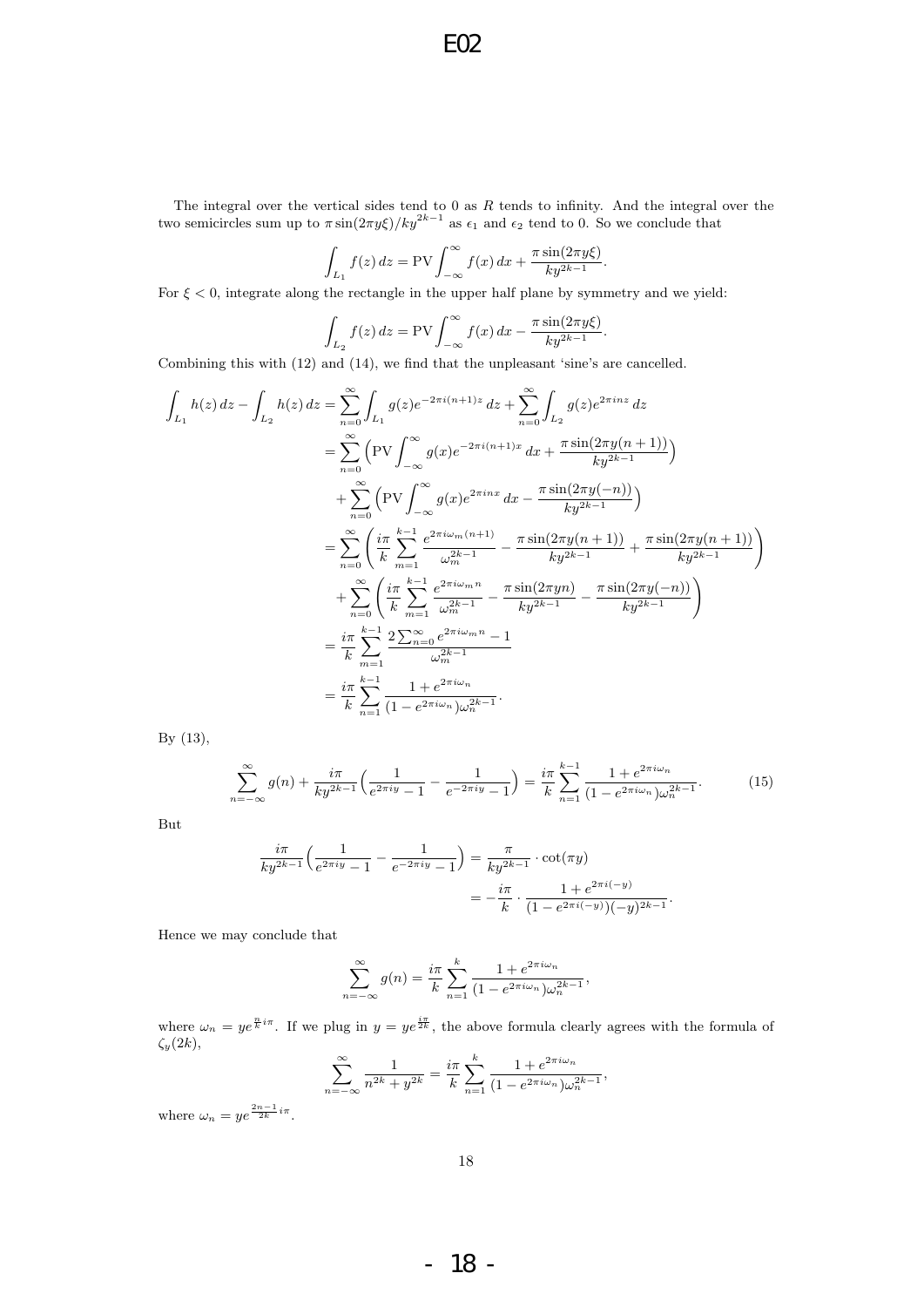The integral over the vertical sides tend to 0 as $R$ tends to infinity. And the integral over the two semicircles sum up to $\pi\sin(2\pi y\xi)/ky^{2k-1}$ as $\epsilon_1$ and $\epsilon_2$ tend to 0. So we conclude that

$$\int_{L_1} f(z)\,dz = \mathrm{PV}\int_{-\infty}^{\infty} f(x)\,dx + \frac{\pi\sin(2\pi y\xi)}{ky^{2k-1}}.$$

For $\xi < 0$, integrate along the rectangle in the upper half plane by symmetry and we yield:

$$\int_{L_2} f(z)\,dz = \mathrm{PV}\int_{-\infty}^{\infty} f(x)\,dx - \frac{\pi\sin(2\pi y\xi)}{ky^{2k-1}}.$$

Combining this with (12) and (14), we find that the unpleasant 'sine's are cancelled.

$$\begin{aligned}
\int_{L_1} h(z)\,dz - \int_{L_2} h(z)\,dz &= \sum_{n=0}^{\infty}\int_{L_1} g(z)e^{-2\pi i(n+1)z}\,dz + \sum_{n=0}^{\infty}\int_{L_2} g(z)e^{2\pi inz}\,dz \\
&= \sum_{n=0}^{\infty}\Big(\mathrm{PV}\int_{-\infty}^{\infty} g(x)e^{-2\pi i(n+1)x}\,dx + \frac{\pi\sin(2\pi y(n+1))}{ky^{2k-1}}\Big) \\
&\quad + \sum_{n=0}^{\infty}\Big(\mathrm{PV}\int_{-\infty}^{\infty} g(x)e^{2\pi inx}\,dx - \frac{\pi\sin(2\pi y(-n))}{ky^{2k-1}}\Big) \\
&= \sum_{n=0}^{\infty}\left(\frac{i\pi}{k}\sum_{m=1}^{k-1}\frac{e^{2\pi i\omega_m(n+1)}}{\omega_m^{2k-1}} - \frac{\pi\sin(2\pi y(n+1))}{ky^{2k-1}} + \frac{\pi\sin(2\pi y(n+1))}{ky^{2k-1}}\right) \\
&\quad + \sum_{n=0}^{\infty}\left(\frac{i\pi}{k}\sum_{m=1}^{k-1}\frac{e^{2\pi i\omega_m n}}{\omega_m^{2k-1}} - \frac{\pi\sin(2\pi yn)}{ky^{2k-1}} - \frac{\pi\sin(2\pi y(-n))}{ky^{2k-1}}\right) \\
&= \frac{i\pi}{k}\sum_{m=1}^{k-1}\frac{2\sum_{n=0}^{\infty}e^{2\pi i\omega_m n} - 1}{\omega_m^{2k-1}} \\
&= \frac{i\pi}{k}\sum_{n=1}^{k-1}\frac{1+e^{2\pi i\omega_n}}{(1-e^{2\pi i\omega_n})\omega_n^{2k-1}}.
\end{aligned}$$

By (13),

$$\sum_{n=-\infty}^{\infty} g(n) + \frac{i\pi}{ky^{2k-1}}\Big(\frac{1}{e^{2\pi iy}-1} - \frac{1}{e^{-2\pi iy}-1}\Big) = \frac{i\pi}{k}\sum_{n=1}^{k-1}\frac{1+e^{2\pi i\omega_n}}{(1-e^{2\pi i\omega_n})\omega_n^{2k-1}}. \tag{15}$$

But

$$\begin{aligned}
\frac{i\pi}{ky^{2k-1}}\Big(\frac{1}{e^{2\pi iy}-1} - \frac{1}{e^{-2\pi iy}-1}\Big) &= \frac{\pi}{ky^{2k-1}}\cdot\cot(\pi y) \\
&= -\frac{i\pi}{k}\cdot\frac{1+e^{2\pi i(-y)}}{(1-e^{2\pi i(-y)})(-y)^{2k-1}}.
\end{aligned}$$

Hence we may conclude that

$$\sum_{n=-\infty}^{\infty} g(n) = \frac{i\pi}{k}\sum_{n=1}^{k}\frac{1+e^{2\pi i\omega_n}}{(1-e^{2\pi i\omega_n})\omega_n^{2k-1}},$$

where $\omega_n = ye^{\frac{n}{k}i\pi}$. If we plug in $y = ye^{\frac{i\pi}{2k}}$, the above formula clearly agrees with the formula of $\zeta_y(2k)$,

$$\sum_{n=-\infty}^{\infty}\frac{1}{n^{2k}+y^{2k}} = \frac{i\pi}{k}\sum_{n=1}^{k}\frac{1+e^{2\pi i\omega_n}}{(1-e^{2\pi i\omega_n})\omega_n^{2k-1}},$$

where $\omega_n = ye^{\frac{2n-1}{2k}i\pi}$.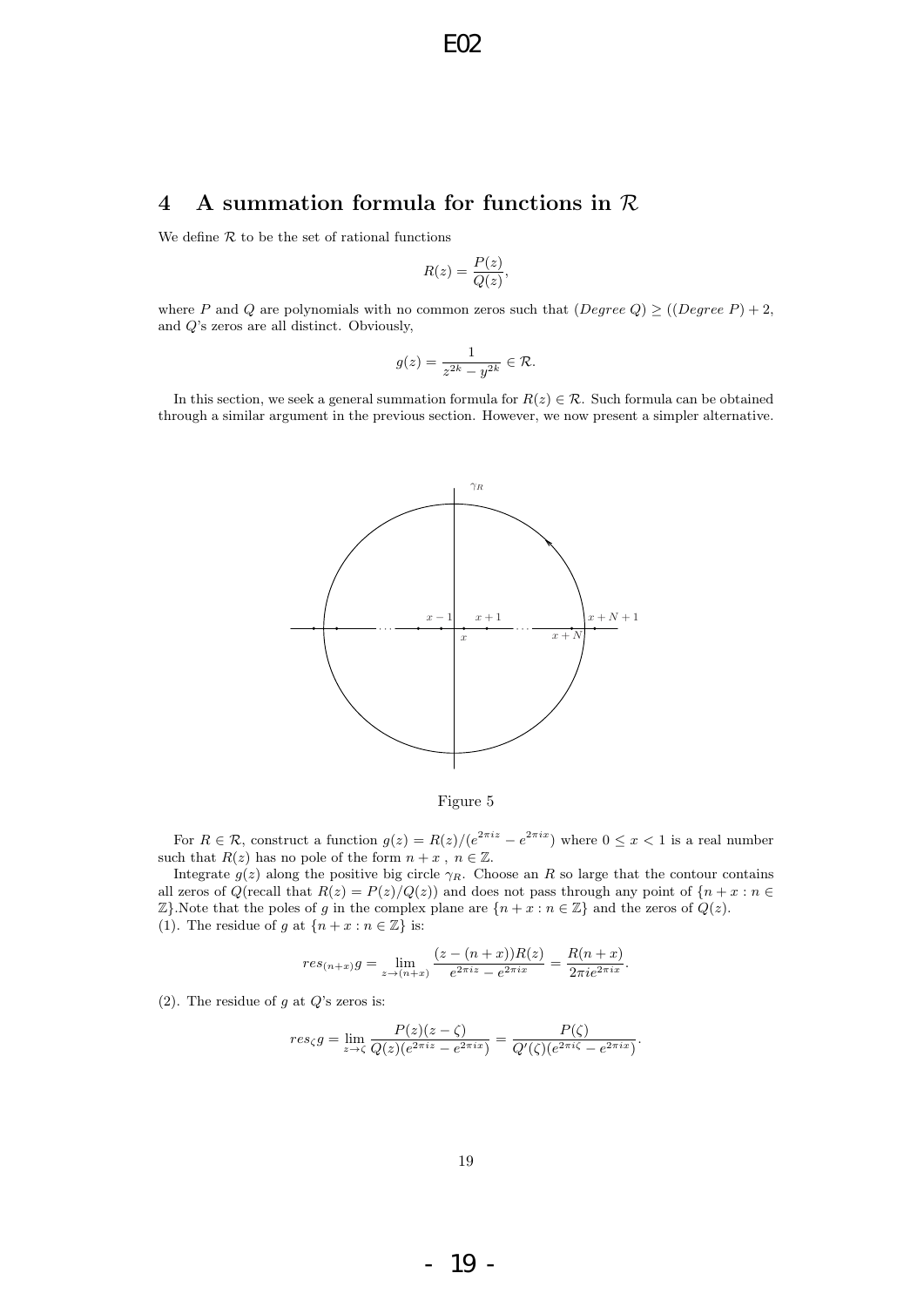## 4 A summation formula for functions in $\mathcal{R}$

We define $\mathcal{R}$ to be the set of rational functions

$$R(z) = \frac{P(z)}{Q(z)},$$

where $P$ and $Q$ are polynomials with no common zeros such that $(Degree\ Q) \geq ((Degree\ P) + 2,$ and $Q$'s zeros are all distinct. Obviously,

$$g(z) = \frac{1}{z^{2k} - y^{2k}} \in \mathcal{R}.$$

In this section, we seek a general summation formula for $R(z) \in \mathcal{R}$. Such formula can be obtained through a similar argument in the previous section. However, we now present a simpler alternative.

Figure 5

For $R \in \mathcal{R}$, construct a function $g(z) = R(z)/(e^{2\pi iz} - e^{2\pi ix})$ where $0 \leq x < 1$ is a real number such that $R(z)$ has no pole of the form $n + x$ , $n \in \mathbb{Z}$.

Integrate $g(z)$ along the positive big circle $\gamma_R$. Choose an $R$ so large that the contour contains all zeros of $Q$(recall that $R(z) = P(z)/Q(z)$) and does not pass through any point of $\{n + x : n \in \mathbb{Z}\}$.Note that the poles of $g$ in the complex plane are $\{n + x : n \in \mathbb{Z}\}$ and the zeros of $Q(z)$.

(1). The residue of $g$ at $\{n + x : n \in \mathbb{Z}\}$ is:

$$res_{(n+x)}g = \lim_{z \to (n+x)} \frac{(z - (n + x))R(z)}{e^{2\pi iz} - e^{2\pi ix}} = \frac{R(n + x)}{2\pi ie^{2\pi ix}}.$$

(2). The residue of $g$ at $Q$'s zeros is:

$$res_{\zeta}g = \lim_{z \to \zeta} \frac{P(z)(z - \zeta)}{Q(z)(e^{2\pi iz} - e^{2\pi ix})} = \frac{P(\zeta)}{Q'(\zeta)(e^{2\pi i\zeta} - e^{2\pi ix})}.$$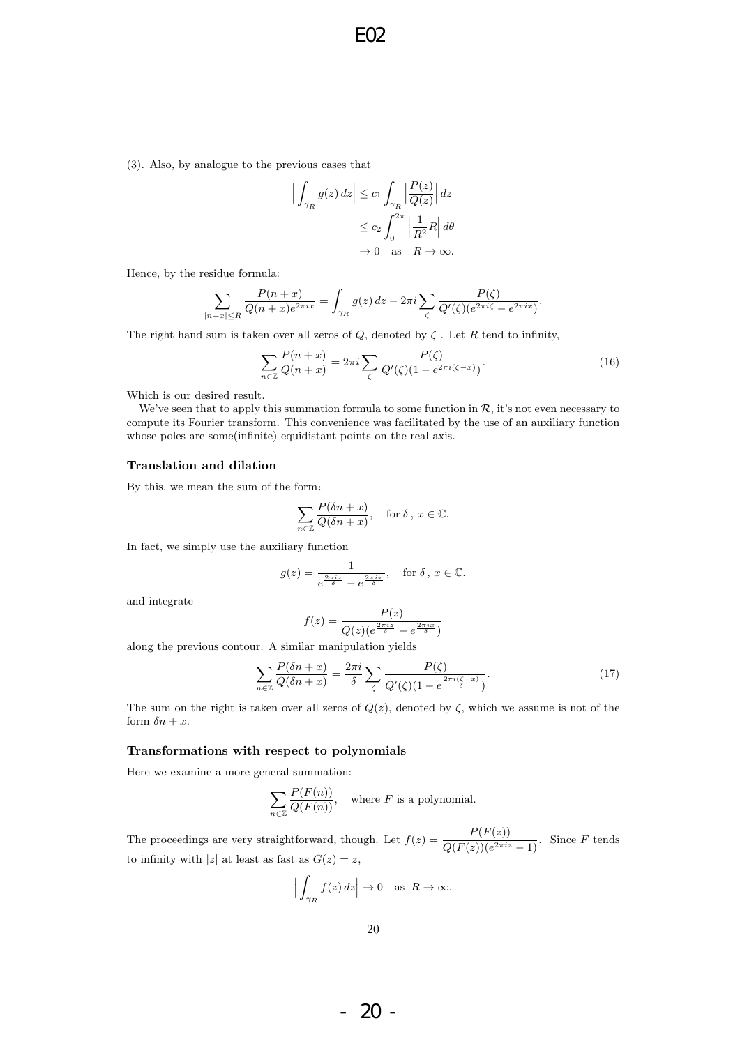(3). Also, by analogue to the previous cases that

$$\Big| \int_{\gamma_R} g(z)\, dz \Big| \leq c_1 \int_{\gamma_R} \Big| \frac{P(z)}{Q(z)} \Big|\, dz$$
$$\leq c_2 \int_0^{2\pi} \Big| \frac{1}{R^2} R \Big|\, d\theta$$
$$\to 0 \quad \text{as} \quad R \to \infty.$$

Hence, by the residue formula:

$$\sum_{|n+x| \leq R} \frac{P(n+x)}{Q(n+x)e^{2\pi i x}} = \int_{\gamma_R} g(z)\, dz - 2\pi i \sum_{\zeta} \frac{P(\zeta)}{Q'(\zeta)(e^{2\pi i \zeta} - e^{2\pi i x})}.$$

The right hand sum is taken over all zeros of $Q$, denoted by $\zeta$ . Let $R$ tend to infinity,

$$\sum_{n\in\mathbb{Z}} \frac{P(n+x)}{Q(n+x)} = 2\pi i \sum_{\zeta} \frac{P(\zeta)}{Q'(\zeta)(1 - e^{2\pi i(\zeta - x)})}. \tag{16}$$

Which is our desired result.

We've seen that to apply this summation formula to some function in $\mathcal{R}$, it's not even necessary to compute its Fourier transform. This convenience was facilitated by the use of an auxiliary function whose poles are some(infinite) equidistant points on the real axis.

### Translation and dilation

By this, we mean the sum of the form:

$$\sum_{n\in\mathbb{Z}} \frac{P(\delta n + x)}{Q(\delta n + x)}, \quad \text{for } \delta\,,\, x \in \mathbb{C}.$$

In fact, we simply use the auxiliary function

$$g(z) = \frac{1}{e^{\frac{2\pi i z}{\delta}} - e^{\frac{2\pi i x}{\delta}}}, \quad \text{for } \delta\,,\, x \in \mathbb{C}.$$

and integrate

$$f(z) = \frac{P(z)}{Q(z)(e^{\frac{2\pi i z}{\delta}} - e^{\frac{2\pi i x}{\delta}})}$$

along the previous contour. A similar manipulation yields

$$\sum_{n\in\mathbb{Z}} \frac{P(\delta n + x)}{Q(\delta n + x)} = \frac{2\pi i}{\delta} \sum_{\zeta} \frac{P(\zeta)}{Q'(\zeta)(1 - e^{\frac{2\pi i(\zeta - x)}{\delta}})}. \tag{17}$$

The sum on the right is taken over all zeros of $Q(z)$, denoted by $\zeta$, which we assume is not of the form $\delta n + x$.

### Transformations with respect to polynomials

Here we examine a more general summation:

$$\sum_{n\in\mathbb{Z}} \frac{P(F(n))}{Q(F(n))}, \quad \text{where } F \text{ is a polynomial.}$$

The proceedings are very straightforward, though. Let $f(z) = \dfrac{P(F(z))}{Q(F(z))(e^{2\pi i z} - 1)}$. Since $F$ tends to infinity with $|z|$ at least as fast as $G(z) = z$,

$$\Big| \int_{\gamma_R} f(z)\, dz \Big| \to 0 \quad \text{as} \quad R \to \infty.$$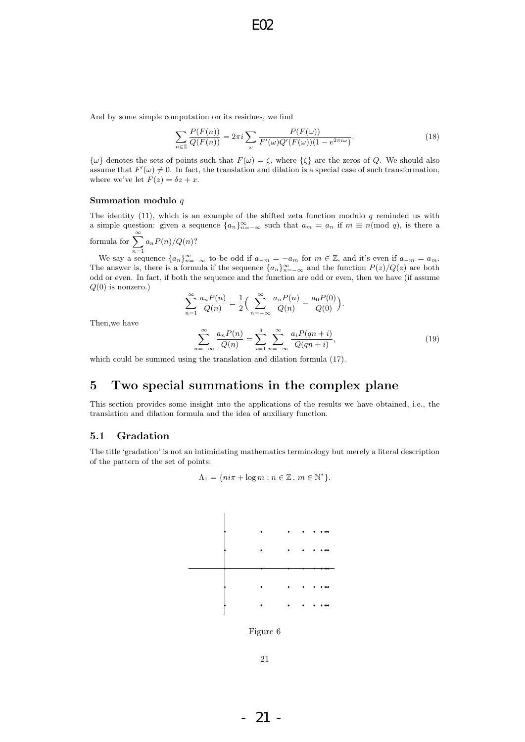And by some simple computation on its residues, we find

$$\sum_{n\in\mathbb{Z}} \frac{P(F(n))}{Q(F(n))} = 2\pi i \sum_{\omega} \frac{P(F(\omega))}{F'(\omega)Q'(F(\omega))(1-e^{2\pi i\omega})}. \tag{18}$$

$\{\omega\}$ denotes the sets of points such that $F(\omega) = \zeta$, where $\{\zeta\}$ are the zeros of $Q$. We should also assume that $F'(\omega) \neq 0$. In fact, the translation and dilation is a special case of such transformation, where we've let $F(z) = \delta z + x$.

#### Summation modulo $q$

The identity (11), which is an example of the shifted zeta function modulo $q$ reminded us with a simple question: given a sequence $\{a_n\}_{n=-\infty}^{\infty}$ such that $a_m = a_n$ if $m \equiv n (\text{mod } q)$, is there a formula for $\sum_{n=1}^{\infty} a_n P(n)/Q(n)$?

We say a sequence $\{a_n\}_{n=-\infty}^{\infty}$ to be odd if $a_{-m} = -a_m$ for $m \in \mathbb{Z}$, and it's even if $a_{-m} = a_m$. The answer is, there is a formula if the sequence $\{a_n\}_{n=-\infty}^{\infty}$ and the function $P(z)/Q(z)$ are both odd or even. In fact, if both the sequence and the function are odd or even, then we have (if assume $Q(0)$ is nonzero.)

$$\sum_{n=1}^{\infty} \frac{a_n P(n)}{Q(n)} = \frac{1}{2}\Big(\sum_{n=-\infty}^{\infty} \frac{a_n P(n)}{Q(n)} - \frac{a_0 P(0)}{Q(0)}\Big).$$

Then,we have

$$\sum_{n=-\infty}^{\infty} \frac{a_n P(n)}{Q(n)} = \sum_{i=1}^{q} \sum_{n=-\infty}^{\infty} \frac{a_i P(qn+i)}{Q(qn+i)}, \tag{19}$$

which could be summed using the translation and dilation formula (17).

## 5 Two special summations in the complex plane

This section provides some insight into the applications of the results we have obtained, i.e., the translation and dilation formula and the idea of auxiliary function.

### 5.1 Gradation

The title 'gradation' is not an intimidating mathematics terminology but merely a literal description of the pattern of the set of points:

$$\Lambda_1 = \{ni\pi + \log m : n \in \mathbb{Z},\, m \in \mathbb{N}^*\}.$$

Figure 6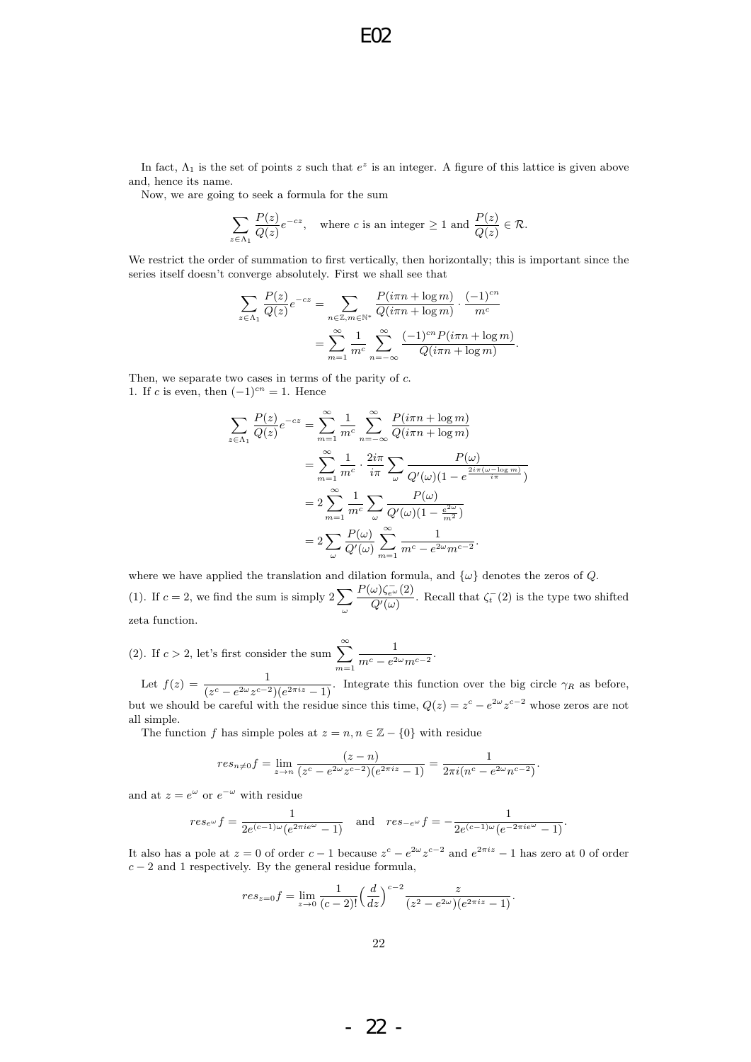In fact, $\Lambda_1$ is the set of points $z$ such that $e^z$ is an integer. A figure of this lattice is given above and, hence its name.

Now, we are going to seek a formula for the sum

$$\sum_{z\in\Lambda_1} \frac{P(z)}{Q(z)} e^{-cz}, \quad \text{where } c \text{ is an integer} \geq 1 \text{ and } \frac{P(z)}{Q(z)} \in \mathcal{R}.$$

We restrict the order of summation to first vertically, then horizontally; this is important since the series itself doesn't converge absolutely. First we shall see that

$$\begin{aligned}\sum_{z\in\Lambda_1} \frac{P(z)}{Q(z)} e^{-cz} &= \sum_{n\in\mathbb{Z}, m\in\mathbb{N}^*} \frac{P(i\pi n + \log m)}{Q(i\pi n + \log m)} \cdot \frac{(-1)^{cn}}{m^c} \\ &= \sum_{m=1}^{\infty} \frac{1}{m^c} \sum_{n=-\infty}^{\infty} \frac{(-1)^{cn} P(i\pi n + \log m)}{Q(i\pi n + \log m)}.\end{aligned}$$

Then, we separate two cases in terms of the parity of $c$.

1. If $c$ is even, then $(-1)^{cn} = 1$. Hence

$$\begin{aligned}\sum_{z\in\Lambda_1} \frac{P(z)}{Q(z)} e^{-cz} &= \sum_{m=1}^{\infty} \frac{1}{m^c} \sum_{n=-\infty}^{\infty} \frac{P(i\pi n + \log m)}{Q(i\pi n + \log m)} \\ &= \sum_{m=1}^{\infty} \frac{1}{m^c} \cdot \frac{2i\pi}{i\pi} \sum_{\omega} \frac{P(\omega)}{Q'(\omega)(1 - e^{\frac{2i\pi(\omega - \log m)}{i\pi}})} \\ &= 2\sum_{m=1}^{\infty} \frac{1}{m^c} \sum_{\omega} \frac{P(\omega)}{Q'(\omega)(1 - \frac{e^{2\omega}}{m^2})} \\ &= 2\sum_{\omega} \frac{P(\omega)}{Q'(\omega)} \sum_{m=1}^{\infty} \frac{1}{m^c - e^{2\omega} m^{c-2}}.\end{aligned}$$

where we have applied the translation and dilation formula, and $\{\omega\}$ denotes the zeros of $Q$.

(1). If $c = 2$, we find the sum is simply $2\sum_{\omega} \frac{P(\omega)\zeta^-_{e^\omega}(2)}{Q'(\omega)}$. Recall that $\zeta^-_t(2)$ is the type two shifted zeta function.

(2). If $c > 2$, let's first consider the sum $\sum_{m=1}^{\infty} \frac{1}{m^c - e^{2\omega} m^{c-2}}$.

Let $f(z) = \frac{1}{(z^c - e^{2\omega} z^{c-2})(e^{2\pi iz} - 1)}$. Integrate this function over the big circle $\gamma_R$ as before, but we should be careful with the residue since this time, $Q(z) = z^c - e^{2\omega} z^{c-2}$ whose zeros are not all simple.

The function $f$ has simple poles at $z = n, n \in \mathbb{Z} - \{0\}$ with residue

$$res_{n\neq 0} f = \lim_{z\to n} \frac{(z-n)}{(z^c - e^{2\omega} z^{c-2})(e^{2\pi iz} - 1)} = \frac{1}{2\pi i(n^c - e^{2\omega} n^{c-2})}.$$

and at $z = e^\omega$ or $e^{-\omega}$ with residue

$$res_{e^\omega} f = \frac{1}{2e^{(c-1)\omega}(e^{2\pi i e^\omega} - 1)} \quad \text{and} \quad res_{-e^\omega} f = -\frac{1}{2e^{(c-1)\omega}(e^{-2\pi i e^\omega} - 1)}.$$

It also has a pole at $z = 0$ of order $c - 1$ because $z^c - e^{2\omega} z^{c-2}$ and $e^{2\pi iz} - 1$ has zero at 0 of order $c - 2$ and 1 respectively. By the general residue formula,

$$res_{z=0} f = \lim_{z\to 0} \frac{1}{(c-2)!} \Big(\frac{d}{dz}\Big)^{c-2} \frac{z}{(z^2 - e^{2\omega})(e^{2\pi iz} - 1)}.$$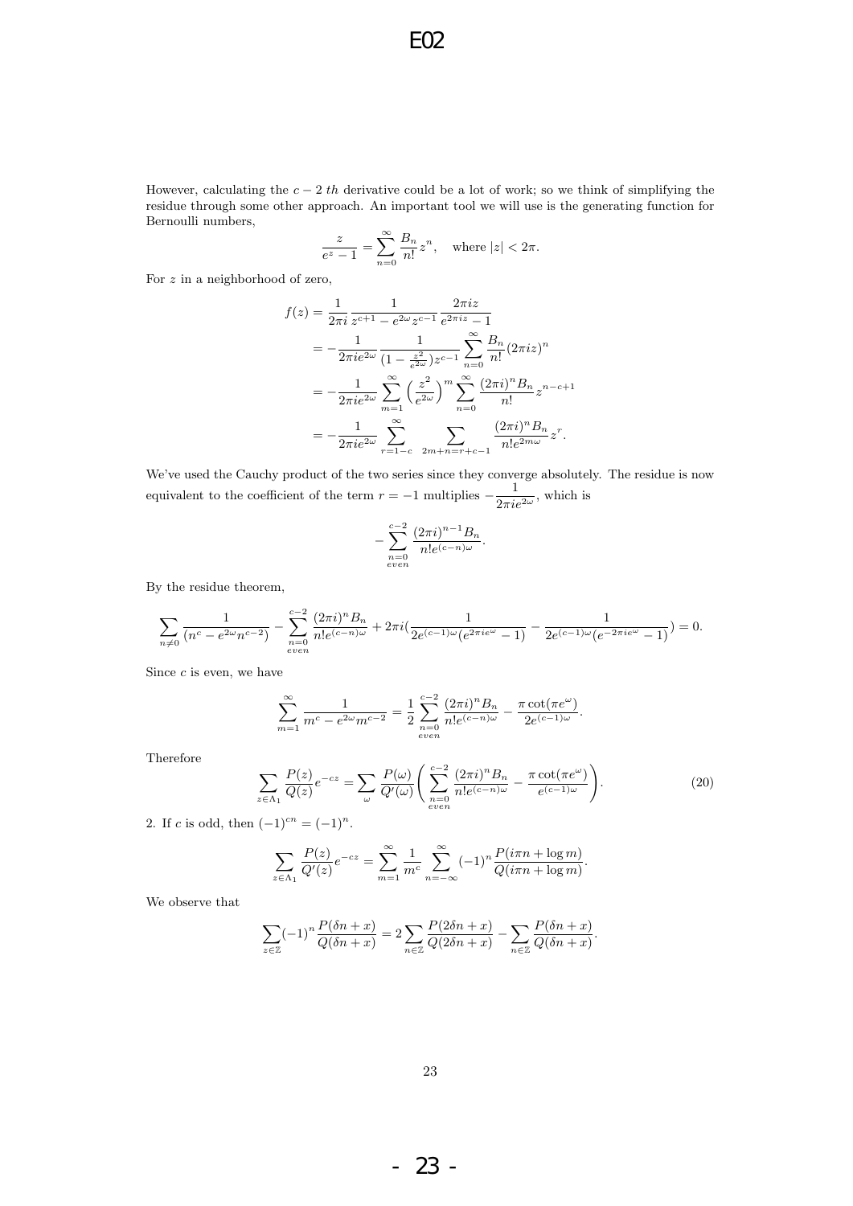However, calculating the $c-2$ *th* derivative could be a lot of work; so we think of simplifying the residue through some other approach. An important tool we will use is the generating function for Bernoulli numbers,

$$\frac{z}{e^z-1} = \sum_{n=0}^{\infty} \frac{B_n}{n!} z^n, \quad \text{where } |z| < 2\pi.$$

For $z$ in a neighborhood of zero,

$$\begin{aligned}
f(z) &= \frac{1}{2\pi i} \frac{1}{z^{c+1} - e^{2\omega} z^{c-1}} \frac{2\pi i z}{e^{2\pi i z} - 1} \\
&= -\frac{1}{2\pi i e^{2\omega}} \frac{1}{(1 - \frac{z^2}{e^{2\omega}}) z^{c-1}} \sum_{n=0}^{\infty} \frac{B_n}{n!} (2\pi i z)^n \\
&= -\frac{1}{2\pi i e^{2\omega}} \sum_{m=1}^{\infty} \left(\frac{z^2}{e^{2\omega}}\right)^m \sum_{n=0}^{\infty} \frac{(2\pi i)^n B_n}{n!} z^{n-c+1} \\
&= -\frac{1}{2\pi i e^{2\omega}} \sum_{r=1-c}^{\infty} \sum_{2m+n=r+c-1} \frac{(2\pi i)^n B_n}{n! e^{2m\omega}} z^r.
\end{aligned}$$

We've used the Cauchy product of the two series since they converge absolutely. The residue is now equivalent to the coefficient of the term $r=-1$ multiplies $-\dfrac{1}{2\pi i e^{2\omega}}$, which is

$$-\sum_{\substack{n=0 \\ even}}^{c-2} \frac{(2\pi i)^{n-1} B_n}{n! e^{(c-n)\omega}}.$$

By the residue theorem,

$$\sum_{n \neq 0} \frac{1}{(n^c - e^{2\omega} n^{c-2})} - \sum_{\substack{n=0 \\ even}}^{c-2} \frac{(2\pi i)^n B_n}{n! e^{(c-n)\omega}} + 2\pi i \left(\frac{1}{2e^{(c-1)\omega}(e^{2\pi i e^{\omega}} - 1)} - \frac{1}{2e^{(c-1)\omega}(e^{-2\pi i e^{\omega}} - 1)}\right) = 0.$$

Since $c$ is even, we have

$$\sum_{m=1}^{\infty} \frac{1}{m^c - e^{2\omega} m^{c-2}} = \frac{1}{2} \sum_{\substack{n=0 \\ even}}^{c-2} \frac{(2\pi i)^n B_n}{n! e^{(c-n)\omega}} - \frac{\pi \cot(\pi e^{\omega})}{2e^{(c-1)\omega}}.$$

Therefore

$$\sum_{z \in \Lambda_1} \frac{P(z)}{Q(z)} e^{-cz} = \sum_{\omega} \frac{P(\omega)}{Q'(\omega)} \left( \sum_{\substack{n=0 \\ even}}^{c-2} \frac{(2\pi i)^n B_n}{n! e^{(c-n)\omega}} - \frac{\pi \cot(\pi e^{\omega})}{e^{(c-1)\omega}} \right). \tag{20}$$

2. If $c$ is odd, then $(-1)^{cn} = (-1)^n$.

$$\sum_{z \in \Lambda_1} \frac{P(z)}{Q'(z)} e^{-cz} = \sum_{m=1}^{\infty} \frac{1}{m^c} \sum_{n=-\infty}^{\infty} (-1)^n \frac{P(i\pi n + \log m)}{Q(i\pi n + \log m)}.$$

We observe that

$$\sum_{z \in \mathbb{Z}} (-1)^n \frac{P(\delta n + x)}{Q(\delta n + x)} = 2 \sum_{n \in \mathbb{Z}} \frac{P(2\delta n + x)}{Q(2\delta n + x)} - \sum_{n \in \mathbb{Z}} \frac{P(\delta n + x)}{Q(\delta n + x)}.$$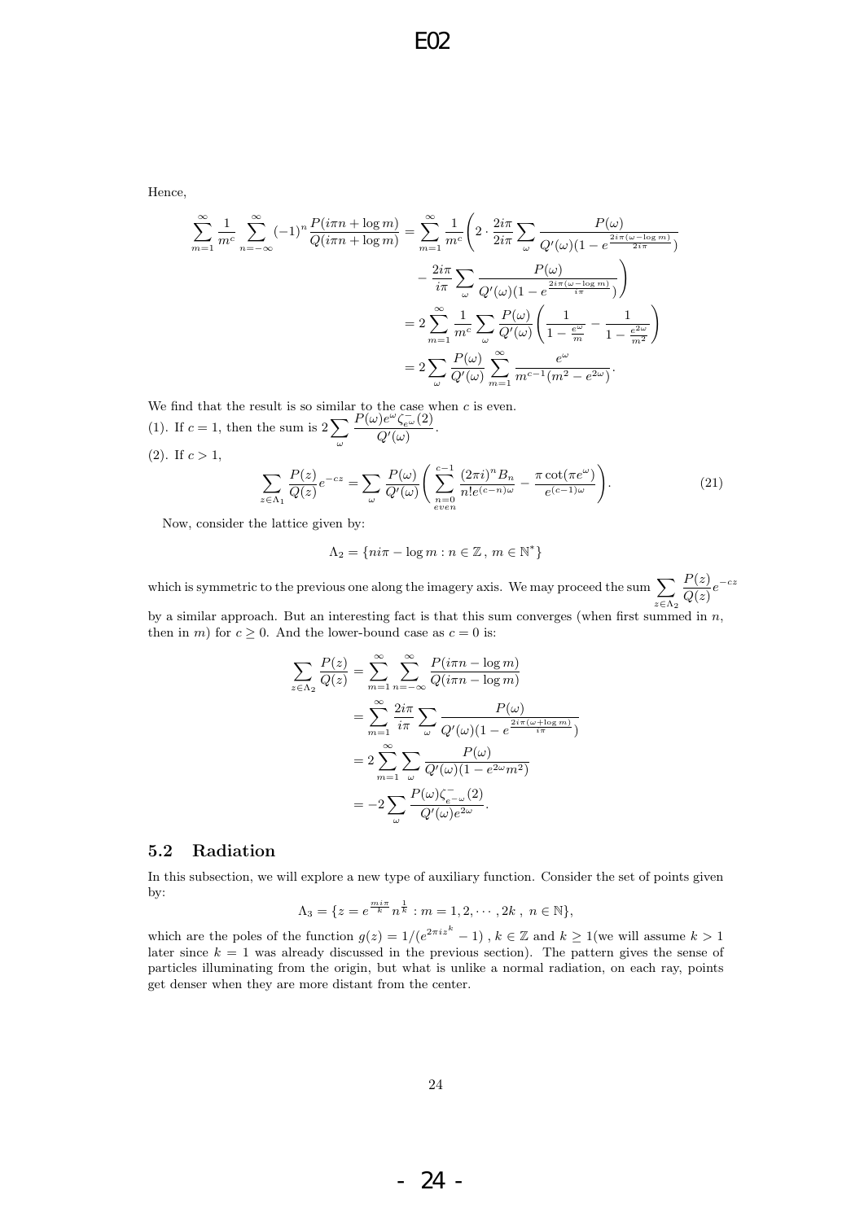Hence,

$$\begin{aligned}
\sum_{m=1}^{\infty} \frac{1}{m^c} \sum_{n=-\infty}^{\infty} (-1)^n \frac{P(i\pi n + \log m)}{Q(i\pi n + \log m)} &= \sum_{m=1}^{\infty} \frac{1}{m^c} \Bigg( 2 \cdot \frac{2i\pi}{2i\pi} \sum_{\omega} \frac{P(\omega)}{Q'(\omega)(1 - e^{\frac{2i\pi(\omega - \log m)}{2i\pi}})} \\
&\quad - \frac{2i\pi}{i\pi} \sum_{\omega} \frac{P(\omega)}{Q'(\omega)(1 - e^{\frac{2i\pi(\omega - \log m)}{i\pi}})} \Bigg) \\
&= 2 \sum_{m=1}^{\infty} \frac{1}{m^c} \sum_{\omega} \frac{P(\omega)}{Q'(\omega)} \left( \frac{1}{1 - \frac{e^{\omega}}{m}} - \frac{1}{1 - \frac{e^{2\omega}}{m^2}} \right) \\
&= 2 \sum_{\omega} \frac{P(\omega)}{Q'(\omega)} \sum_{m=1}^{\infty} \frac{e^{\omega}}{m^{c-1}(m^2 - e^{2\omega})}.
\end{aligned}$$

We find that the result is so similar to the case when $c$ is even.

(1). If $c = 1$, then the sum is $2 \sum_{\omega} \frac{P(\omega) e^{\omega} \zeta_{e^{\omega}}^{-}(2)}{Q'(\omega)}$.

(2). If $c > 1$,

$$\sum_{z \in \Lambda_1} \frac{P(z)}{Q(z)} e^{-cz} = \sum_{\omega} \frac{P(\omega)}{Q'(\omega)} \left( \sum_{\substack{n=0 \\ even}}^{c-1} \frac{(2\pi i)^n B_n}{n! e^{(c-n)\omega}} - \frac{\pi \cot(\pi e^{\omega})}{e^{(c-1)\omega}} \right). \tag{21}$$

Now, consider the lattice given by:

$$\Lambda_2 = \{ni\pi - \log m : n \in \mathbb{Z}, \, m \in \mathbb{N}^*\}$$

which is symmetric to the previous one along the imagery axis. We may proceed the sum $\sum_{z \in \Lambda_2} \frac{P(z)}{Q(z)} e^{-cz}$ by a similar approach. But an interesting fact is that this sum converges (when first summed in $n$, then in $m$) for $c \geq 0$. And the lower-bound case as $c = 0$ is:

$$\begin{aligned}
\sum_{z \in \Lambda_2} \frac{P(z)}{Q(z)} &= \sum_{m=1}^{\infty} \sum_{n=-\infty}^{\infty} \frac{P(i\pi n - \log m)}{Q(i\pi n - \log m)} \\
&= \sum_{m=1}^{\infty} \frac{2i\pi}{i\pi} \sum_{\omega} \frac{P(\omega)}{Q'(\omega)(1 - e^{\frac{2i\pi(\omega + \log m)}{i\pi}})} \\
&= 2 \sum_{m=1}^{\infty} \sum_{\omega} \frac{P(\omega)}{Q'(\omega)(1 - e^{2\omega} m^2)} \\
&= -2 \sum_{\omega} \frac{P(\omega) \zeta_{e^{-\omega}}^{-}(2)}{Q'(\omega) e^{2\omega}}.
\end{aligned}$$

### 5.2 Radiation

In this subsection, we will explore a new type of auxiliary function. Consider the set of points given by:

$$\Lambda_3 = \{z = e^{\frac{mi\pi}{k}} n^{\frac{1}{k}} : m = 1, 2, \cdots, 2k \, , \, n \in \mathbb{N}\},$$

which are the poles of the function $g(z) = 1/(e^{2\pi i z^k} - 1)$, $k \in \mathbb{Z}$ and $k \geq 1$(we will assume $k > 1$ later since $k = 1$ was already discussed in the previous section). The pattern gives the sense of particles illuminating from the origin, but what is unlike a normal radiation, on each ray, points get denser when they are more distant from the center.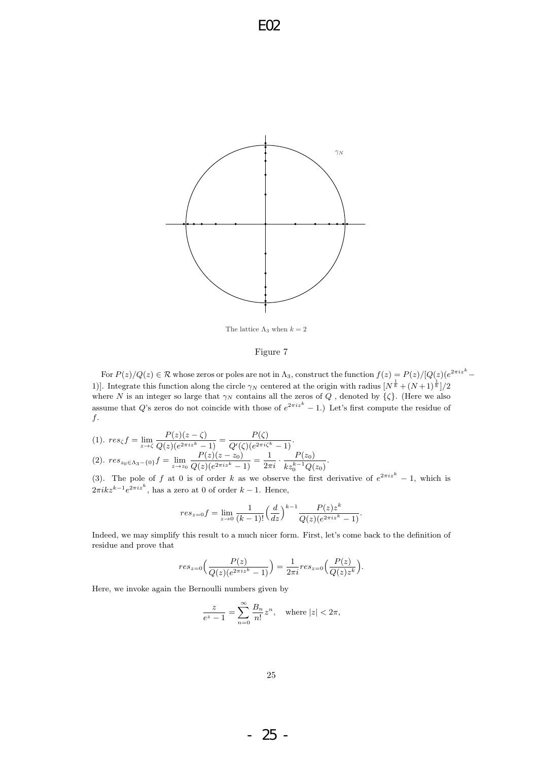The lattice $\Lambda_3$ when $k = 2$

Figure 7

For $P(z)/Q(z) \in \mathcal{R}$ whose zeros or poles are not in $\Lambda_3$, construct the function $f(z) = P(z)/[Q(z)(e^{2\pi i z^k} - 1)]$. Integrate this function along the circle $\gamma_N$ centered at the origin with radius $[N^{\frac{1}{k}} + (N+1)^{\frac{1}{k}}]/2$ where $N$ is an integer so large that $\gamma_N$ contains all the zeros of $Q$ , denoted by $\{\zeta\}$. (Here we also assume that $Q$'s zeros do not coincide with those of $e^{2\pi i z^k} - 1$.) Let's first compute the residue of $f$.

(1). $res_\zeta f = \lim_{z \to \zeta} \dfrac{P(z)(z-\zeta)}{Q(z)(e^{2\pi i z^k} - 1)} = \dfrac{P(\zeta)}{Q'(\zeta)(e^{2\pi i \zeta^k} - 1)}$.

(2). $res_{z_0 \in \Lambda_3 - \{0\}} f = \lim_{z \to z_0} \dfrac{P(z)(z - z_0)}{Q(z)(e^{2\pi i z^k} - 1)} = \dfrac{1}{2\pi i} \cdot \dfrac{P(z_0)}{k z_0^{k-1} Q(z_0)}$.

(3). The pole of $f$ at 0 is of order $k$ as we observe the first derivative of $e^{2\pi i z^k} - 1$, which is $2\pi i k z^{k-1} e^{2\pi i z^k}$, has a zero at 0 of order $k - 1$. Hence,

$$res_{z=0} f = \lim_{z \to 0} \frac{1}{(k-1)!} \Big(\frac{d}{dz}\Big)^{k-1} \frac{P(z) z^k}{Q(z)(e^{2\pi i z^k} - 1)}.$$

Indeed, we may simplify this result to a much nicer form. First, let's come back to the definition of residue and prove that

$$res_{z=0}\Big(\frac{P(z)}{Q(z)(e^{2\pi i z^k} - 1)}\Big) = \frac{1}{2\pi i} res_{z=0}\Big(\frac{P(z)}{Q(z) z^k}\Big).$$

Here, we invoke again the Bernoulli numbers given by

$$\frac{z}{e^z - 1} = \sum_{n=0}^{\infty} \frac{B_n}{n!} z^n, \quad \text{where } |z| < 2\pi,$$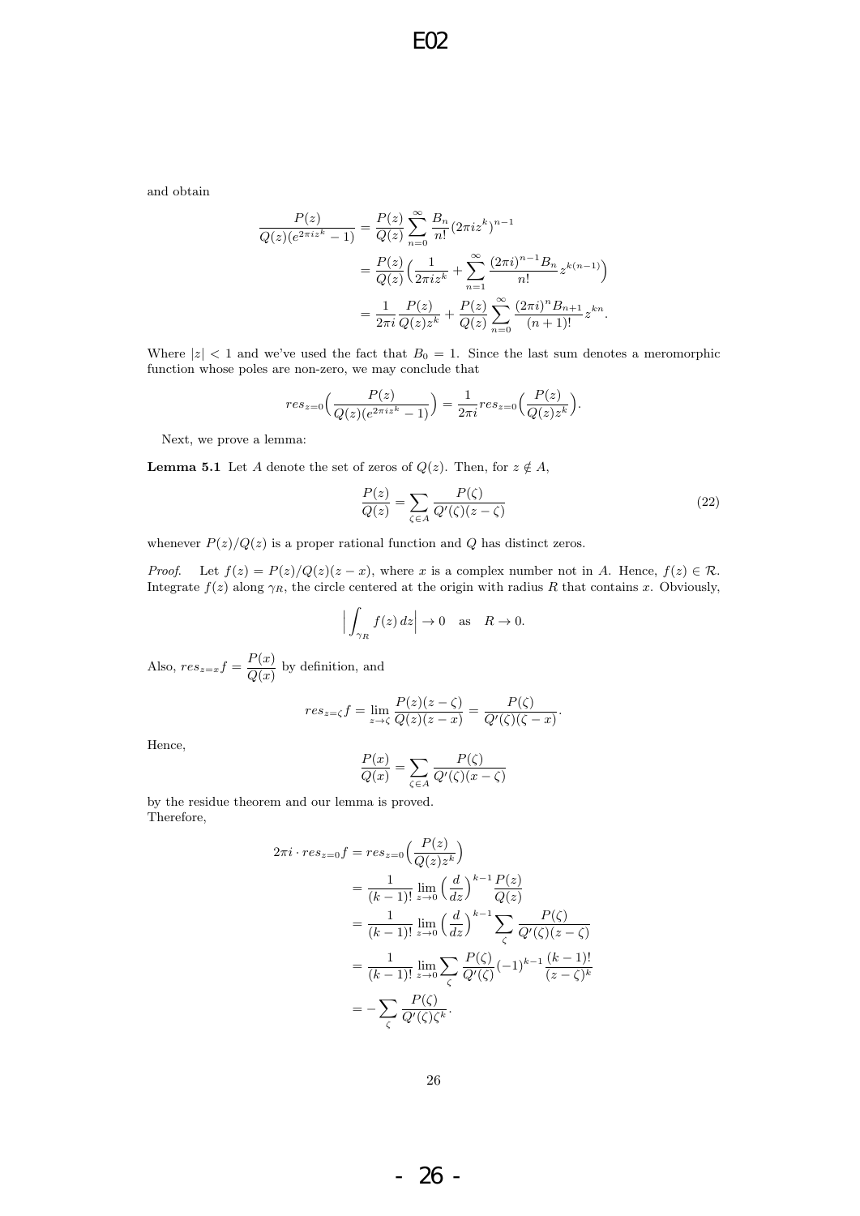and obtain

$$\begin{aligned}
\frac{P(z)}{Q(z)(e^{2\pi i z^k}-1)} &= \frac{P(z)}{Q(z)}\sum_{n=0}^{\infty}\frac{B_n}{n!}(2\pi i z^k)^{n-1} \\
&= \frac{P(z)}{Q(z)}\Big(\frac{1}{2\pi i z^k} + \sum_{n=1}^{\infty}\frac{(2\pi i)^{n-1}B_n}{n!}z^{k(n-1)}\Big) \\
&= \frac{1}{2\pi i}\frac{P(z)}{Q(z)z^k} + \frac{P(z)}{Q(z)}\sum_{n=0}^{\infty}\frac{(2\pi i)^n B_{n+1}}{(n+1)!}z^{kn}.
\end{aligned}$$

Where $|z| < 1$ and we've used the fact that $B_0 = 1$. Since the last sum denotes a meromorphic function whose poles are non-zero, we may conclude that

$$res_{z=0}\Big(\frac{P(z)}{Q(z)(e^{2\pi i z^k}-1)}\Big) = \frac{1}{2\pi i}res_{z=0}\Big(\frac{P(z)}{Q(z)z^k}\Big).$$

Next, we prove a lemma:

**Lemma 5.1** Let $A$ denote the set of zeros of $Q(z)$. Then, for $z \notin A$,

$$\frac{P(z)}{Q(z)} = \sum_{\zeta\in A}\frac{P(\zeta)}{Q'(\zeta)(z-\zeta)} \tag{22}$$

whenever $P(z)/Q(z)$ is a proper rational function and $Q$ has distinct zeros.

*Proof.* Let $f(z) = P(z)/Q(z)(z-x)$, where $x$ is a complex number not in $A$. Hence, $f(z) \in \mathcal{R}$. Integrate $f(z)$ along $\gamma_R$, the circle centered at the origin with radius $R$ that contains $x$. Obviously,

$$\Big|\int_{\gamma_R} f(z)\,dz\Big| \to 0 \quad \text{as} \quad R \to 0.$$

Also, $res_{z=x}f = \dfrac{P(x)}{Q(x)}$ by definition, and

$$res_{z=\zeta}f = \lim_{z\to\zeta}\frac{P(z)(z-\zeta)}{Q(z)(z-x)} = \frac{P(\zeta)}{Q'(\zeta)(\zeta-x)}.$$

Hence,

$$\frac{P(x)}{Q(x)} = \sum_{\zeta\in A}\frac{P(\zeta)}{Q'(\zeta)(x-\zeta)}$$

by the residue theorem and our lemma is proved.
Therefore,

$$\begin{aligned}
2\pi i \cdot res_{z=0}f &= res_{z=0}\Big(\frac{P(z)}{Q(z)z^k}\Big) \\
&= \frac{1}{(k-1)!}\lim_{z\to 0}\Big(\frac{d}{dz}\Big)^{k-1}\frac{P(z)}{Q(z)} \\
&= \frac{1}{(k-1)!}\lim_{z\to 0}\Big(\frac{d}{dz}\Big)^{k-1}\sum_{\zeta}\frac{P(\zeta)}{Q'(\zeta)(z-\zeta)} \\
&= \frac{1}{(k-1)!}\lim_{z\to 0}\sum_{\zeta}\frac{P(\zeta)}{Q'(\zeta)}(-1)^{k-1}\frac{(k-1)!}{(z-\zeta)^k} \\
&= -\sum_{\zeta}\frac{P(\zeta)}{Q'(\zeta)\zeta^k}.
\end{aligned}$$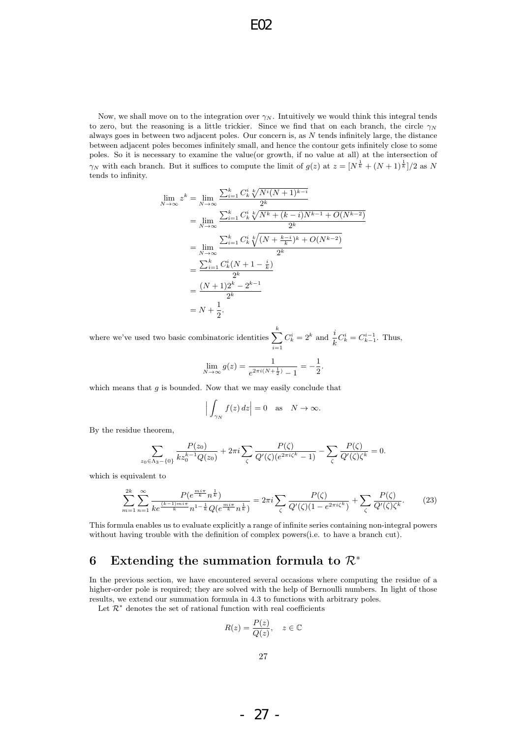Now, we shall move on to the integration over $\gamma_N$. Intuitively we would think this integral tends to zero, but the reasoning is a little trickier. Since we find that on each branch, the circle $\gamma_N$ always goes in between two adjacent poles. Our concern is, as $N$ tends infinitely large, the distance between adjacent poles becomes infinitely small, and hence the contour gets infinitely close to some poles. So it is necessary to examine the value(or growth, if no value at all) at the intersection of $\gamma_N$ with each branch. But it suffices to compute the limit of $g(z)$ at $z = [N^{\frac{1}{k}} + (N+1)^{\frac{1}{k}}]/2$ as $N$ tends to infinity.

$$
\begin{aligned}
\lim_{N\to\infty} z^k &= \lim_{N\to\infty} \frac{\sum_{i=1}^{k} C_k^i \sqrt[k]{N^i(N+1)^{k-i}}}{2^k} \\
&= \lim_{N\to\infty} \frac{\sum_{i=1}^{k} C_k^i \sqrt[k]{N^k + (k-i)N^{k-1} + O(N^{k-2})}}{2^k} \\
&= \lim_{N\to\infty} \frac{\sum_{i=1}^{k} C_k^i \sqrt[k]{(N + \frac{k-i}{k})^k + O(N^{k-2})}}{2^k} \\
&= \frac{\sum_{i=1}^{k} C_k^i (N + 1 - \frac{i}{k})}{2^k} \\
&= \frac{(N+1)2^k - 2^{k-1}}{2^k} \\
&= N + \frac{1}{2}.
\end{aligned}
$$

where we've used two basic combinatoric identities $\sum_{i=1}^{k} C_k^i = 2^k$ and $\frac{i}{k} C_k^i = C_{k-1}^{i-1}$. Thus,

$$
\lim_{N\to\infty} g(z) = \frac{1}{e^{2\pi i (N+\frac{1}{2})} - 1} = -\frac{1}{2}.
$$

which means that $g$ is bounded. Now that we may easily conclude that

$$
\Big| \int_{\gamma_N} f(z)\, dz \Big| = 0 \quad \text{as} \quad N \to \infty.
$$

By the residue theorem,

$$
\sum_{z_0 \in \Lambda_3 - \{0\}} \frac{P(z_0)}{k z_0^{k-1} Q(z_0)} + 2\pi i \sum_{\zeta} \frac{P(\zeta)}{Q'(\zeta)(e^{2\pi i \zeta^k} - 1)} - \sum_{\zeta} \frac{P(\zeta)}{Q'(\zeta)\zeta^k} = 0.
$$

which is equivalent to

$$
\sum_{m=1}^{2k} \sum_{n=1}^{\infty} \frac{P(e^{\frac{m i \pi}{k}} n^{\frac{1}{k}})}{k e^{\frac{(k-1)m i \pi}{k}} n^{1-\frac{1}{k}} Q(e^{\frac{m i \pi}{k}} n^{\frac{1}{k}})} = 2\pi i \sum_{\zeta} \frac{P(\zeta)}{Q'(\zeta)(1 - e^{2\pi i \zeta^k})} + \sum_{\zeta} \frac{P(\zeta)}{Q'(\zeta)\zeta^k}. \tag{23}
$$

This formula enables us to evaluate explicitly a range of infinite series containing non-integral powers without having trouble with the definition of complex powers(i.e. to have a branch cut).

## 6 Extending the summation formula to $\mathcal{R}^*$

In the previous section, we have encountered several occasions where computing the residue of a higher-order pole is required; they are solved with the help of Bernoulli numbers. In light of those results, we extend our summation formula in 4.3 to functions with arbitrary poles.

Let $\mathcal{R}^*$ denotes the set of rational function with real coefficients

$$
R(z) = \frac{P(z)}{Q(z)}, \quad z \in \mathbb{C}
$$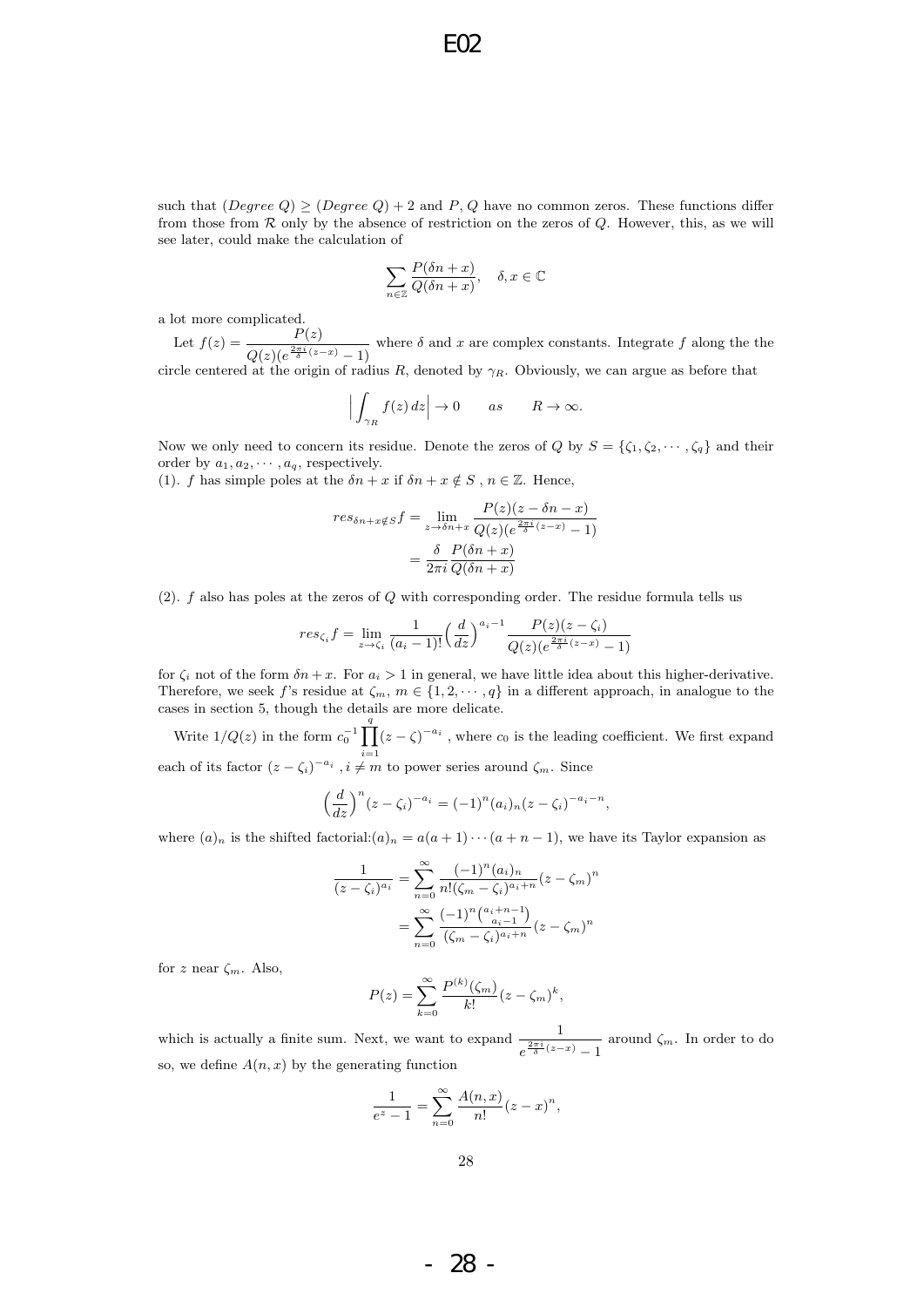such that $(Degree\ Q) \geq (Degree\ Q) + 2$ and $P, Q$ have no common zeros. These functions differ from those from $\mathcal{R}$ only by the absence of restriction on the zeros of $Q$. However, this, as we will see later, could make the calculation of

$$\sum_{n\in\mathbb{Z}} \frac{P(\delta n + x)}{Q(\delta n + x)}, \quad \delta, x \in \mathbb{C}$$

a lot more complicated.

Let $f(z) = \dfrac{P(z)}{Q(z)(e^{\frac{2\pi i}{\delta}(z-x)} - 1)}$ where $\delta$ and $x$ are complex constants. Integrate $f$ along the the circle centered at the origin of radius $R$, denoted by $\gamma_R$. Obviously, we can argue as before that

$$\Big|\int_{\gamma_R} f(z)\, dz\Big| \to 0 \qquad as \qquad R \to \infty.$$

Now we only need to concern its residue. Denote the zeros of $Q$ by $S = \{\zeta_1, \zeta_2, \cdots, \zeta_q\}$ and their order by $a_1, a_2, \cdots, a_q$, respectively.

(1). $f$ has simple poles at the $\delta n + x$ if $\delta n + x \notin S$ , $n \in \mathbb{Z}$. Hence,

$$\begin{aligned}
res_{\delta n + x \notin S} f &= \lim_{z \to \delta n + x} \frac{P(z)(z - \delta n - x)}{Q(z)(e^{\frac{2\pi i}{\delta}(z-x)} - 1)} \\
&= \frac{\delta}{2\pi i} \frac{P(\delta n + x)}{Q(\delta n + x)}
\end{aligned}$$

(2). $f$ also has poles at the zeros of $Q$ with corresponding order. The residue formula tells us

$$res_{\zeta_i} f = \lim_{z \to \zeta_i} \frac{1}{(a_i - 1)!} \Big(\frac{d}{dz}\Big)^{a_i - 1} \frac{P(z)(z - \zeta_i)}{Q(z)(e^{\frac{2\pi i}{\delta}(z-x)} - 1)}$$

for $\zeta_i$ not of the form $\delta n + x$. For $a_i > 1$ in general, we have little idea about this higher-derivative. Therefore, we seek $f$'s residue at $\zeta_m$, $m \in \{1, 2, \cdots, q\}$ in a different approach, in analogue to the cases in section 5, though the details are more delicate.

Write $1/Q(z)$ in the form $c_0^{-1} \prod_{i=1}^{q} (z - \zeta)^{-a_i}$ , where $c_0$ is the leading coefficient. We first expand each of its factor $(z - \zeta_i)^{-a_i}$ , $i \neq m$ to power series around $\zeta_m$. Since

$$\Big(\frac{d}{dz}\Big)^n (z - \zeta_i)^{-a_i} = (-1)^n (a_i)_n (z - \zeta_i)^{-a_i - n},$$

where $(a)_n$ is the shifted factorial:$(a)_n = a(a+1)\cdots(a+n-1)$, we have its Taylor expansion as

$$\begin{aligned}
\frac{1}{(z - \zeta_i)^{a_i}} &= \sum_{n=0}^{\infty} \frac{(-1)^n (a_i)_n}{n!(\zeta_m - \zeta_i)^{a_i + n}} (z - \zeta_m)^n \\
&= \sum_{n=0}^{\infty} \frac{(-1)^n \binom{a_i + n - 1}{a_i - 1}}{(\zeta_m - \zeta_i)^{a_i + n}} (z - \zeta_m)^n
\end{aligned}$$

for $z$ near $\zeta_m$. Also,

$$P(z) = \sum_{k=0}^{\infty} \frac{P^{(k)}(\zeta_m)}{k!} (z - \zeta_m)^k,$$

which is actually a finite sum. Next, we want to expand $\dfrac{1}{e^{\frac{2\pi i}{\delta}(z-x)} - 1}$ around $\zeta_m$. In order to do so, we define $A(n, x)$ by the generating function

$$\frac{1}{e^z - 1} = \sum_{n=0}^{\infty} \frac{A(n, x)}{n!} (z - x)^n,$$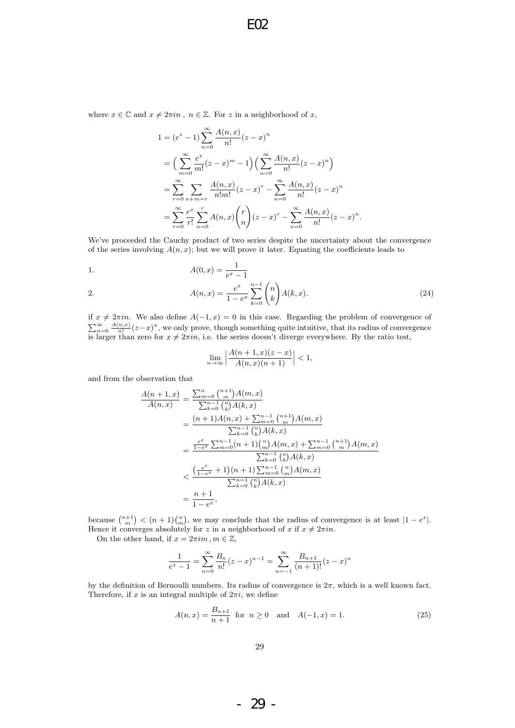where $x \in \mathbb{C}$ and $x \neq 2\pi i n$ , $n \in \mathbb{Z}$. For $z$ in a neighborhood of $x$,

$$
\begin{aligned}
1 &= (e^z - 1)\sum_{n=0}^{\infty} \frac{A(n,x)}{n!}(z-x)^n \\
&= \Big(\sum_{m=0}^{\infty} \frac{e^x}{m!}(z-x)^m - 1\Big)\Big(\sum_{n=0}^{\infty} \frac{A(n,x)}{n!}(z-x)^n\Big) \\
&= \sum_{r=0}^{\infty} \sum_{n+m=r} \frac{A(n,x)}{n!m!}(z-x)^r - \sum_{n=0}^{\infty} \frac{A(n,x)}{n!}(z-x)^n \\
&= \sum_{r=0}^{\infty} \frac{e^x}{r!} \sum_{n=0}^{r} A(n,x)\binom{r}{n}(z-x)^r - \sum_{n=0}^{\infty} \frac{A(n,x)}{n!}(z-x)^n.
\end{aligned}
$$

We've proceeded the Cauchy product of two series despite the uncertainty about the convergence of the series involving $A(n,x)$; but we will prove it later. Equating the coefficients leads to

1. $$A(0,x) = \frac{1}{e^x - 1}$$

2. $$A(n,x) = \frac{e^x}{1-e^x}\sum_{k=0}^{n-1}\binom{n}{k}A(k,x). \tag{24}$$

if $x \neq 2\pi i n$. We also define $A(-1,x) = 0$ in this case. Regarding the problem of convergence of $\sum_{n=0}^{\infty} \frac{A(n,x)}{n!}(z-x)^n$, we only prove, though something quite intuitive, that its radius of convergence is larger than zero for $x \neq 2\pi i n$, i.e. the series doesn't diverge everywhere. By the ratio test,

$$\lim_{n\to\infty}\Big|\frac{A(n+1,x)(z-x)}{A(n,x)(n+1)}\Big| < 1,$$

and from the observation that

$$
\begin{aligned}
\frac{A(n+1,x)}{A(n,x)} &= \frac{\sum_{m=0}^{n}\binom{n+1}{m}A(m,x)}{\sum_{k=0}^{n-1}\binom{n}{k}A(k,x)} \\
&= \frac{(n+1)A(n,x) + \sum_{m=0}^{n-1}\binom{n+1}{m}A(m,x)}{\sum_{k=0}^{n-1}\binom{n}{k}A(k,x)} \\
&= \frac{\frac{e^x}{1-e^x}\sum_{m=0}^{n-1}(n+1)\binom{n}{m}A(m,x) + \sum_{m=0}^{n-1}\binom{n+1}{m}A(m,x)}{\sum_{k=0}^{n-1}\binom{n}{k}A(k,x)} \\
&< \frac{\big(\frac{e^x}{1-e^x}+1\big)(n+1)\sum_{m=0}^{n-1}\binom{n}{m}A(m,x)}{\sum_{k=0}^{n-1}\binom{n}{k}A(k,x)} \\
&= \frac{n+1}{1-e^x},
\end{aligned}
$$

because $\binom{n+1}{m} < (n+1)\binom{n}{m}$, we may conclude that the radius of convergence is at least $|1-e^x|$. Hence it converges absolutely for $z$ in a neighborhood of $x$ if $x \neq 2\pi i n$.

On the other hand, if $x = 2\pi i m$ , $m \in \mathbb{Z}$,

$$\frac{1}{e^z - 1} = \sum_{n=0}^{\infty}\frac{B_n}{n!}(z-x)^{n-1} = \sum_{n=-1}^{\infty}\frac{B_{n+1}}{(n+1)!}(z-x)^n$$

by the definition of Bernoulli numbers. Its radius of convergence is $2\pi$, which is a well known fact. Therefore, if $x$ is an integral multiple of $2\pi i$, we define

$$A(n,x) = \frac{B_{n+1}}{n+1} \ \text{ for } \ n \geq 0 \quad \text{and} \quad A(-1,x) = 1. \tag{25}$$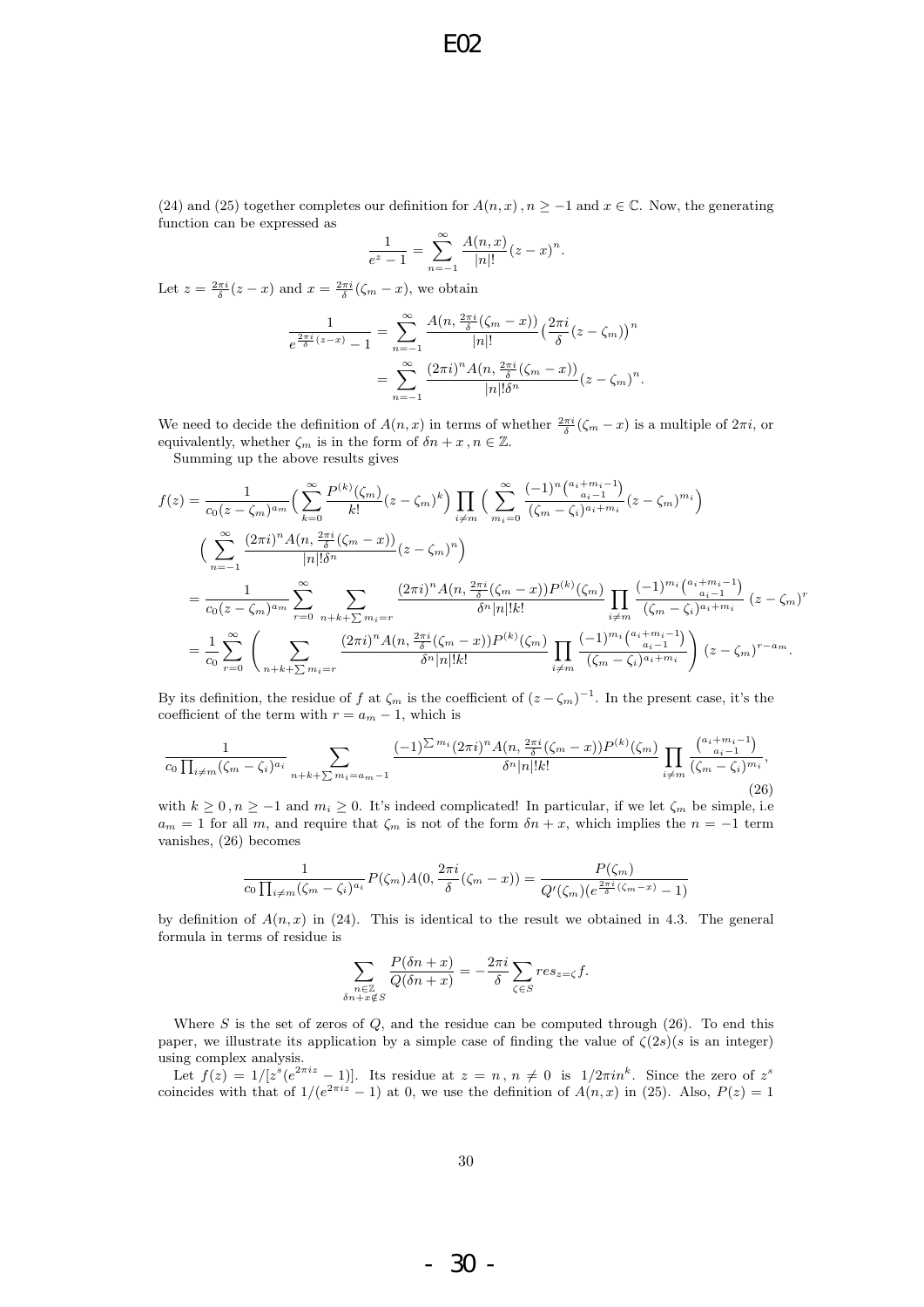(24) and (25) together completes our definition for $A(n,x)$ , $n \geq -1$ and $x \in \mathbb{C}$. Now, the generating function can be expressed as

$$\frac{1}{e^z - 1} = \sum_{n=-1}^{\infty} \frac{A(n,x)}{|n|!}(z-x)^n.$$

Let $z = \frac{2\pi i}{\delta}(z-x)$ and $x = \frac{2\pi i}{\delta}(\zeta_m - x)$, we obtain

$$\begin{aligned}
\frac{1}{e^{\frac{2\pi i}{\delta}(z-x)} - 1} &= \sum_{n=-1}^{\infty} \frac{A(n, \frac{2\pi i}{\delta}(\zeta_m - x))}{|n|!}\big(\frac{2\pi i}{\delta}(z-\zeta_m)\big)^n \\
&= \sum_{n=-1}^{\infty} \frac{(2\pi i)^n A(n, \frac{2\pi i}{\delta}(\zeta_m - x))}{|n|!\delta^n}(z-\zeta_m)^n.
\end{aligned}$$

We need to decide the definition of $A(n,x)$ in terms of whether $\frac{2\pi i}{\delta}(\zeta_m - x)$ is a multiple of $2\pi i$, or equivalently, whether $\zeta_m$ is in the form of $\delta n + x$ , $n \in \mathbb{Z}$.

Summing up the above results gives

$$\begin{aligned}
f(z) &= \frac{1}{c_0(z-\zeta_m)^{a_m}}\Big(\sum_{k=0}^{\infty}\frac{P^{(k)}(\zeta_m)}{k!}(z-\zeta_m)^k\Big)\prod_{i\neq m}\Big(\sum_{m_i=0}^{\infty}\frac{(-1)^n\binom{a_i+m_i-1}{a_i-1}}{(\zeta_m-\zeta_i)^{a_i+m_i}}(z-\zeta_m)^{m_i}\Big) \\
&\quad \Big(\sum_{n=-1}^{\infty}\frac{(2\pi i)^n A(n,\frac{2\pi i}{\delta}(\zeta_m - x))}{|n|!\delta^n}(z-\zeta_m)^n\Big) \\
&= \frac{1}{c_0(z-\zeta_m)^{a_m}}\sum_{r=0}^{\infty}\sum_{n+k+\sum m_i = r}\frac{(2\pi i)^n A(n,\frac{2\pi i}{\delta}(\zeta_m - x))P^{(k)}(\zeta_m)}{\delta^n|n|!k!}\prod_{i\neq m}\frac{(-1)^{m_i}\binom{a_i+m_i-1}{a_i-1}}{(\zeta_m-\zeta_i)^{a_i+m_i}}\ (z-\zeta_m)^r \\
&= \frac{1}{c_0}\sum_{r=0}^{\infty}\left(\sum_{n+k+\sum m_i = r}\frac{(2\pi i)^n A(n,\frac{2\pi i}{\delta}(\zeta_m - x))P^{(k)}(\zeta_m)}{\delta^n|n|!k!}\prod_{i\neq m}\frac{(-1)^{m_i}\binom{a_i+m_i-1}{a_i-1}}{(\zeta_m-\zeta_i)^{a_i+m_i}}\right)(z-\zeta_m)^{r-a_m}.
\end{aligned}$$

By its definition, the residue of $f$ at $\zeta_m$ is the coefficient of $(z-\zeta_m)^{-1}$. In the present case, it's the coefficient of the term with $r = a_m - 1$, which is

$$\frac{1}{c_0\prod_{i\neq m}(\zeta_m-\zeta_i)^{a_i}}\sum_{n+k+\sum m_i = a_m - 1}\frac{(-1)^{\sum m_i}(2\pi i)^n A(n,\frac{2\pi i}{\delta}(\zeta_m - x))P^{(k)}(\zeta_m)}{\delta^n|n|!k!}\prod_{i\neq m}\frac{\binom{a_i+m_i-1}{a_i-1}}{(\zeta_m-\zeta_i)^{m_i}}, \tag{26}$$

with $k \geq 0$ , $n \geq -1$ and $m_i \geq 0$. It's indeed complicated! In particular, if we let $\zeta_m$ be simple, i.e $a_m = 1$ for all $m$, and require that $\zeta_m$ is not of the form $\delta n + x$, which implies the $n = -1$ term vanishes, (26) becomes

$$\frac{1}{c_0\prod_{i\neq m}(\zeta_m-\zeta_i)^{a_i}}P(\zeta_m)A(0,\frac{2\pi i}{\delta}(\zeta_m - x)) = \frac{P(\zeta_m)}{Q'(\zeta_m)(e^{\frac{2\pi i}{\delta}(\zeta_m - x)} - 1)}$$

by definition of $A(n,x)$ in (24). This is identical to the result we obtained in 4.3. The general formula in terms of residue is

$$\sum_{\substack{n\in\mathbb{Z}\\ \delta n + x \notin S}}\frac{P(\delta n + x)}{Q(\delta n + x)} = -\frac{2\pi i}{\delta}\sum_{\zeta\in S} res_{z=\zeta} f.$$

Where $S$ is the set of zeros of $Q$, and the residue can be computed through (26). To end this paper, we illustrate its application by a simple case of finding the value of $\zeta(2s)$($s$ is an integer) using complex analysis.

Let $f(z) = 1/[z^s(e^{2\pi i z} - 1)]$. Its residue at $z = n$ , $n \neq 0$ is $1/2\pi i n^k$. Since the zero of $z^s$ coincides with that of $1/(e^{2\pi i z} - 1)$ at 0, we use the definition of $A(n,x)$ in (25). Also, $P(z) = 1$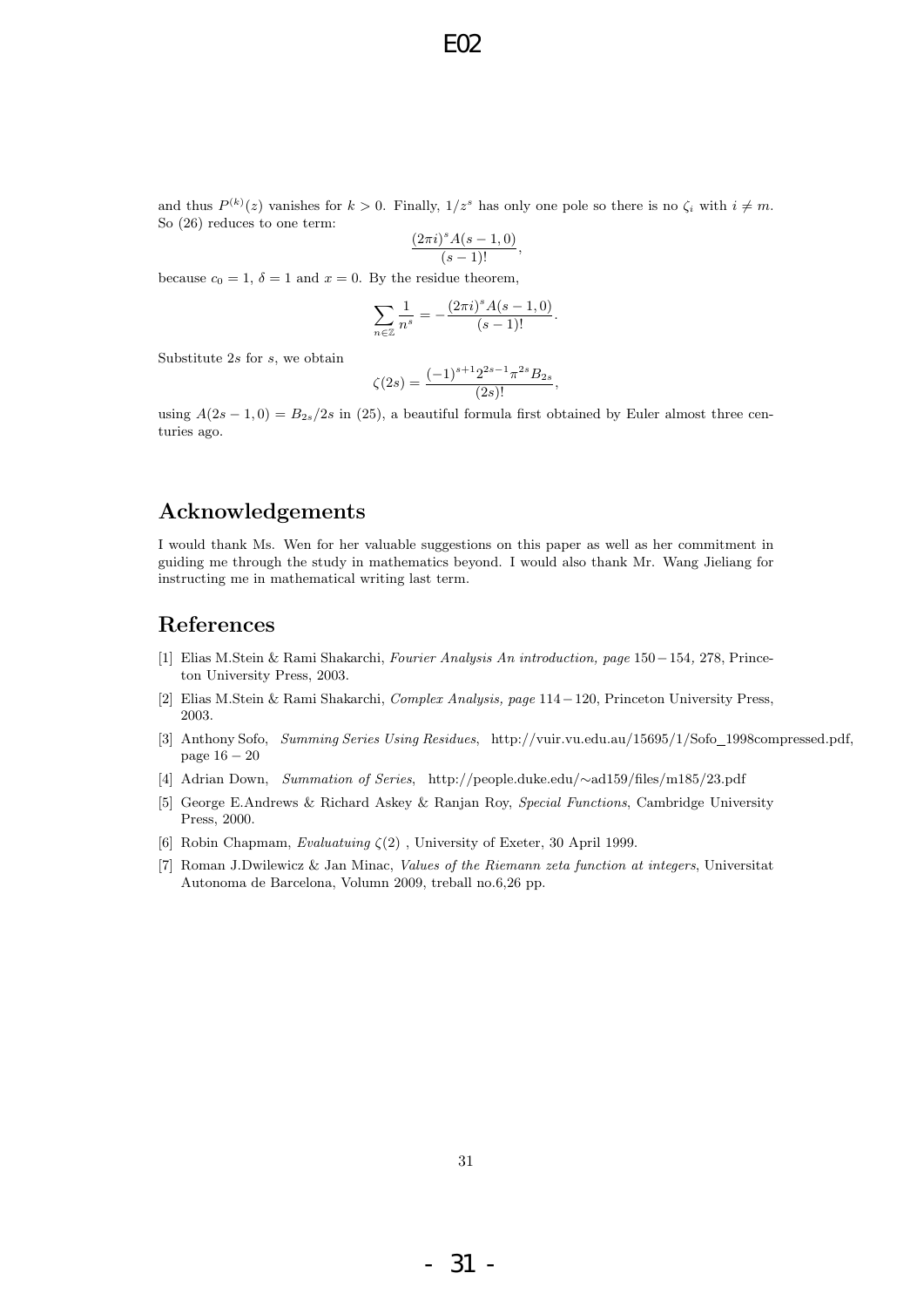and thus $P^{(k)}(z)$ vanishes for $k > 0$. Finally, $1/z^s$ has only one pole so there is no $\zeta_i$ with $i \neq m$. So (26) reduces to one term:

$$\frac{(2\pi i)^s A(s-1,0)}{(s-1)!},$$

because $c_0 = 1$, $\delta = 1$ and $x = 0$. By the residue theorem,

$$\sum_{n\in\mathbb{Z}} \frac{1}{n^s} = -\frac{(2\pi i)^s A(s-1,0)}{(s-1)!}.$$

Substitute $2s$ for $s$, we obtain

$$\zeta(2s) = \frac{(-1)^{s+1} 2^{2s-1} \pi^{2s} B_{2s}}{(2s)!},$$

using $A(2s-1,0) = B_{2s}/2s$ in (25), a beautiful formula first obtained by Euler almost three centuries ago.

## Acknowledgements

I would thank Ms. Wen for her valuable suggestions on this paper as well as her commitment in guiding me through the study in mathematics beyond. I would also thank Mr. Wang Jieliang for instructing me in mathematical writing last term.

## References

[1] Elias M.Stein & Rami Shakarchi, *Fourier Analysis An introduction, page* $150-154$*,* 278, Princeton University Press, 2003.

[2] Elias M.Stein & Rami Shakarchi, *Complex Analysis, page* $114-120$, Princeton University Press, 2003.

[3] Anthony Sofo, *Summing Series Using Residues*, http://vuir.vu.edu.au/15695/1/Sofo_1998compressed.pdf, page $16-20$

[4] Adrian Down, *Summation of Series*, http://people.duke.edu/∼ad159/files/m185/23.pdf

[5] George E.Andrews & Richard Askey & Ranjan Roy, *Special Functions*, Cambridge University Press, 2000.

[6] Robin Chapmam, *Evaluatuing* $\zeta(2)$ , University of Exeter, 30 April 1999.

[7] Roman J.Dwilewicz & Jan Minac, *Values of the Riemann zeta function at integers*, Universitat Autonoma de Barcelona, Volumn 2009, treball no.6,26 pp.